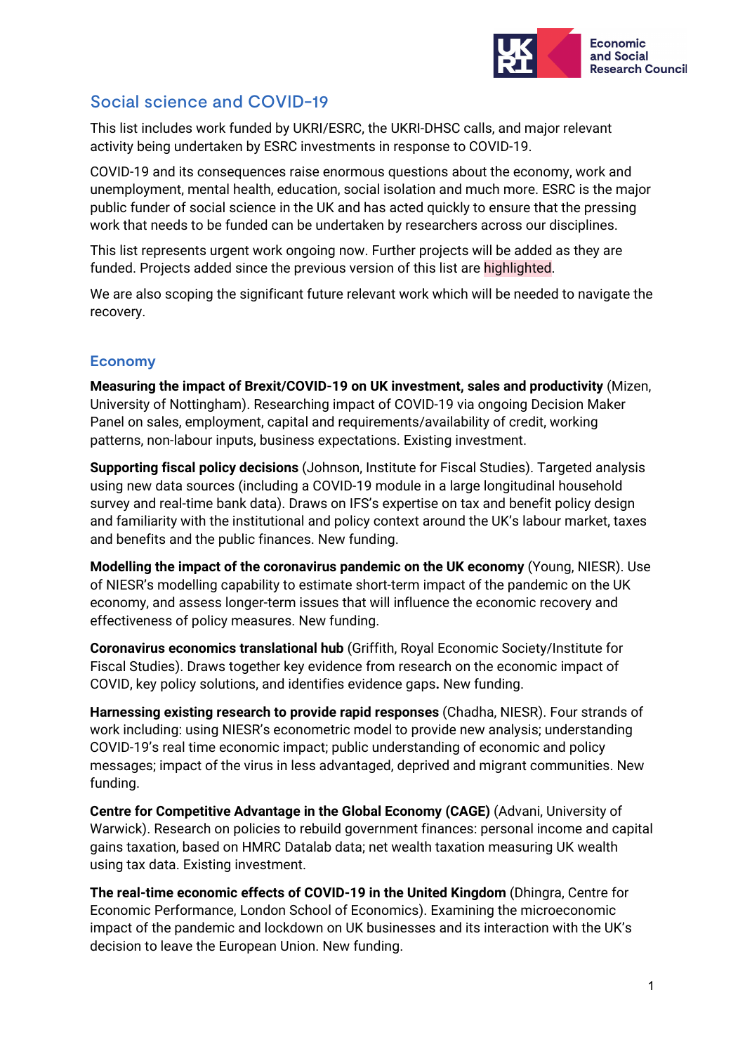# Social science and COVID-19

This list includes work funded by UKRI/ESRC, the UKRI-DHSC calls, and major relevant activity being undertaken by ESRC investments in response to COVID-19.

COVID-19 and its consequences raise enormous questions about the economy, work and unemployment, mental health, education, social isolation and much more. ESRC is the major public funder of social science in the UK and has acted quickly to ensure that the pressing work that needs to be funded can be undertaken by researchers across our disciplines.

This list represents urgent work ongoing now. Further projects will be added as they are funded. Projects added since the previous version of this list are highlighted.

We are also scoping the significant future relevant work which will be needed to navigate the recovery.

## Economy

**Measuring the impact of Brexit/COVID-19 on UK investment, sales and productivity** (Mizen, University of Nottingham). Researching impact of COVID-19 via ongoing Decision Maker Panel on sales, employment, capital and requirements/availability of credit, working patterns, non-labour inputs, business expectations. Existing investment.

**Supporting fiscal policy decisions** (Johnson, Institute for Fiscal Studies). Targeted analysis using new data sources (including a COVID-19 module in a large longitudinal household survey and real-time bank data). Draws on IFS's expertise on tax and benefit policy design and familiarity with the institutional and policy context around the UK's labour market, taxes and benefits and the public finances. New funding.

**Modelling the impact of the coronavirus pandemic on the UK economy** (Young, NIESR). Use of NIESR's modelling capability to estimate short-term impact of the pandemic on the UK economy, and assess longer-term issues that will influence the economic recovery and effectiveness of policy measures. New funding.

**Coronavirus economics translational hub** (Griffith, Royal Economic Society/Institute for Fiscal Studies). Draws together key evidence from research on the economic impact of COVID, key policy solutions, and identifies evidence gaps**.** New funding.

**Harnessing existing research to provide rapid responses** (Chadha, NIESR). Four strands of work including: using NIESR's econometric model to provide new analysis; understanding COVID-19's real time economic impact; public understanding of economic and policy messages; impact of the virus in less advantaged, deprived and migrant communities. New funding.

**Centre for Competitive Advantage in the Global Economy (CAGE)** (Advani, University of Warwick). Research on policies to rebuild government finances: personal income and capital gains taxation, based on HMRC Datalab data; net wealth taxation measuring UK wealth using tax data. Existing investment.

**The real-time economic effects of COVID-19 in the United Kingdom** (Dhingra, Centre for Economic Performance, London School of Economics). Examining the microeconomic impact of the pandemic and lockdown on UK businesses and its interaction with the UK's decision to leave the European Union. New funding.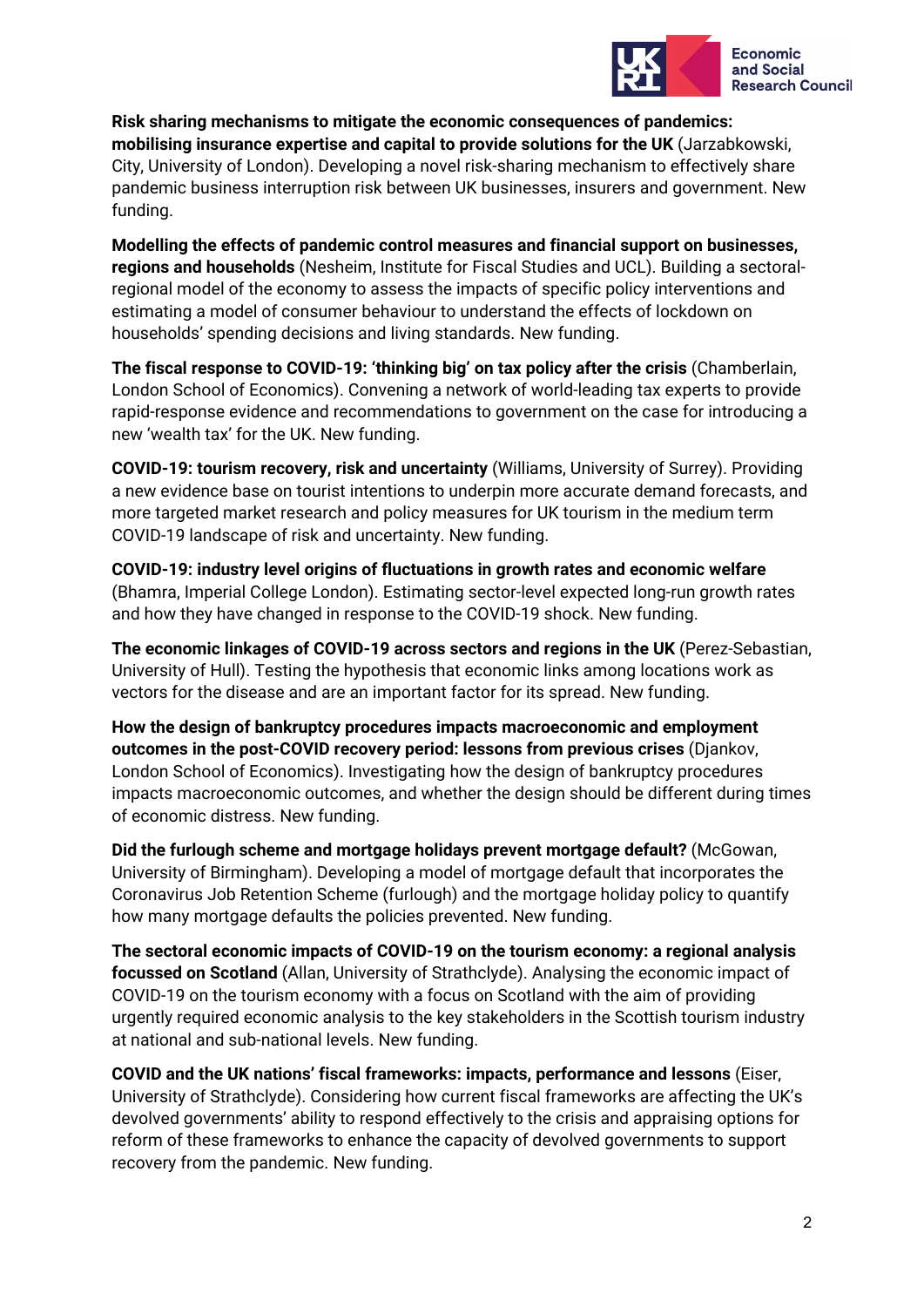**Risk sharing mechanisms to mitigate the economic consequences of pandemics: mobilising insurance expertise and capital to provide solutions for the UK** (Jarzabkowski, City, University of London). Developing a novel risk-sharing mechanism to effectively share pandemic business interruption risk between UK businesses, insurers and government. New funding.

**Modelling the effects of pandemic control measures and financial support on businesses, regions and households** (Nesheim, Institute for Fiscal Studies and UCL). Building a sectoral-regional model of the economy to assess the impacts of specific policy interventions and estimating a model of consumer behaviour to understand the effects of lockdown on households' spending decisions and living standards. New funding.

**The fiscal response to COVID-19: 'thinking big' on tax policy after the crisis** (Chamberlain, London School of Economics). Convening a network of world-leading tax experts to provide rapid-response evidence and recommendations to government on the case for introducing a new 'wealth tax' for the UK. New funding.

**COVID-19: tourism recovery, risk and uncertainty** (Williams, University of Surrey). Providing a new evidence base on tourist intentions to underpin more accurate demand forecasts, and more targeted market research and policy measures for UK tourism in the medium term COVID-19 landscape of risk and uncertainty. New funding.

**COVID-19: industry level origins of fluctuations in growth rates and economic welfare** (Bhamra, Imperial College London). Estimating sector-level expected long-run growth rates and how they have changed in response to the COVID-19 shock. New funding.

**The economic linkages of COVID-19 across sectors and regions in the UK** (Perez-Sebastian, University of Hull). Testing the hypothesis that economic links among locations work as vectors for the disease and are an important factor for its spread. New funding.

**How the design of bankruptcy procedures impacts macroeconomic and employment outcomes in the post-COVID recovery period: lessons from previous crises** (Djankov, London School of Economics). Investigating how the design of bankruptcy procedures impacts macroeconomic outcomes, and whether the design should be different during times of economic distress. New funding.

**Did the furlough scheme and mortgage holidays prevent mortgage default?** (McGowan, University of Birmingham). Developing a model of mortgage default that incorporates the Coronavirus Job Retention Scheme (furlough) and the mortgage holiday policy to quantify how many mortgage defaults the policies prevented. New funding.

**The sectoral economic impacts of COVID-19 on the tourism economy: a regional analysis focussed on Scotland** (Allan, University of Strathclyde). Analysing the economic impact of COVID-19 on the tourism economy with a focus on Scotland with the aim of providing urgently required economic analysis to the key stakeholders in the Scottish tourism industry at national and sub-national levels. New funding.

**COVID and the UK nations' fiscal frameworks: impacts, performance and lessons** (Eiser, University of Strathclyde). Considering how current fiscal frameworks are affecting the UK's devolved governments' ability to respond effectively to the crisis and appraising options for reform of these frameworks to enhance the capacity of devolved governments to support recovery from the pandemic. New funding.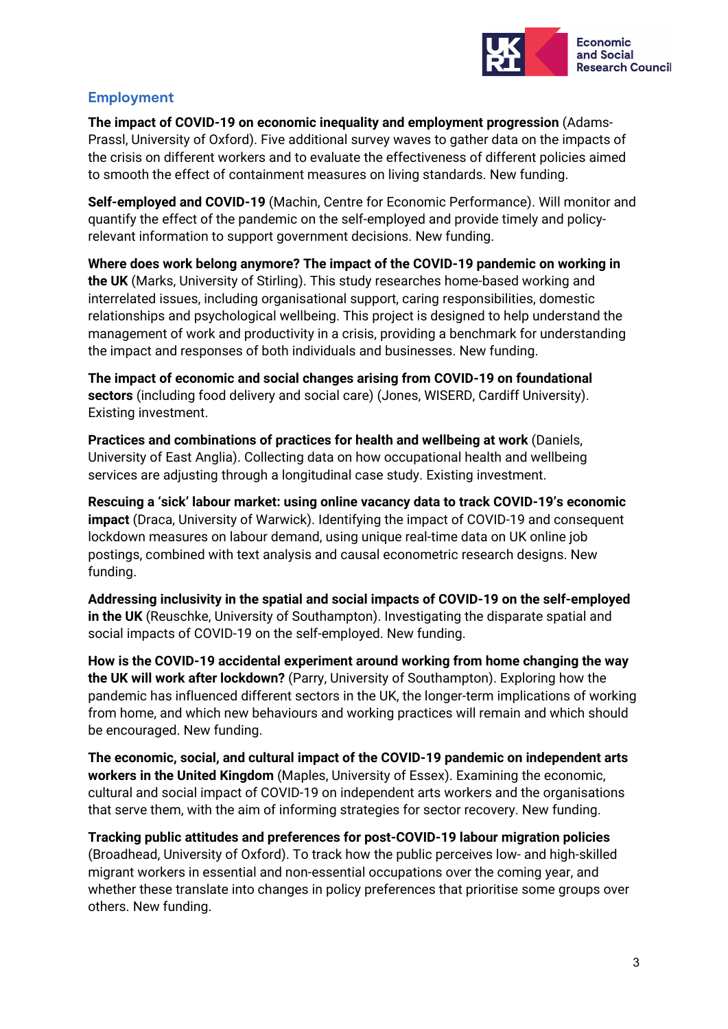## Employment

**The impact of COVID-19 on economic inequality and employment progression** (Adams-Prassl, University of Oxford). Five additional survey waves to gather data on the impacts of the crisis on different workers and to evaluate the effectiveness of different policies aimed to smooth the effect of containment measures on living standards. New funding.

**Self-employed and COVID-19** (Machin, Centre for Economic Performance). Will monitor and quantify the effect of the pandemic on the self-employed and provide timely and policy-relevant information to support government decisions. New funding.

**Where does work belong anymore? The impact of the COVID-19 pandemic on working in the UK** (Marks, University of Stirling). This study researches home-based working and interrelated issues, including organisational support, caring responsibilities, domestic relationships and psychological wellbeing. This project is designed to help understand the management of work and productivity in a crisis, providing a benchmark for understanding the impact and responses of both individuals and businesses. New funding.

**The impact of economic and social changes arising from COVID-19 on foundational sectors** (including food delivery and social care) (Jones, WISERD, Cardiff University). Existing investment.

**Practices and combinations of practices for health and wellbeing at work** (Daniels, University of East Anglia). Collecting data on how occupational health and wellbeing services are adjusting through a longitudinal case study. Existing investment.

**Rescuing a 'sick' labour market: using online vacancy data to track COVID-19's economic impact** (Draca, University of Warwick). Identifying the impact of COVID-19 and consequent lockdown measures on labour demand, using unique real-time data on UK online job postings, combined with text analysis and causal econometric research designs. New funding.

**Addressing inclusivity in the spatial and social impacts of COVID-19 on the self-employed in the UK** (Reuschke, University of Southampton). Investigating the disparate spatial and social impacts of COVID-19 on the self-employed. New funding.

**How is the COVID-19 accidental experiment around working from home changing the way the UK will work after lockdown?** (Parry, University of Southampton). Exploring how the pandemic has influenced different sectors in the UK, the longer-term implications of working from home, and which new behaviours and working practices will remain and which should be encouraged. New funding.

**The economic, social, and cultural impact of the COVID-19 pandemic on independent arts workers in the United Kingdom** (Maples, University of Essex). Examining the economic, cultural and social impact of COVID-19 on independent arts workers and the organisations that serve them, with the aim of informing strategies for sector recovery. New funding.

**Tracking public attitudes and preferences for post-COVID-19 labour migration policies** (Broadhead, University of Oxford). To track how the public perceives low- and high-skilled migrant workers in essential and non-essential occupations over the coming year, and whether these translate into changes in policy preferences that prioritise some groups over others. New funding.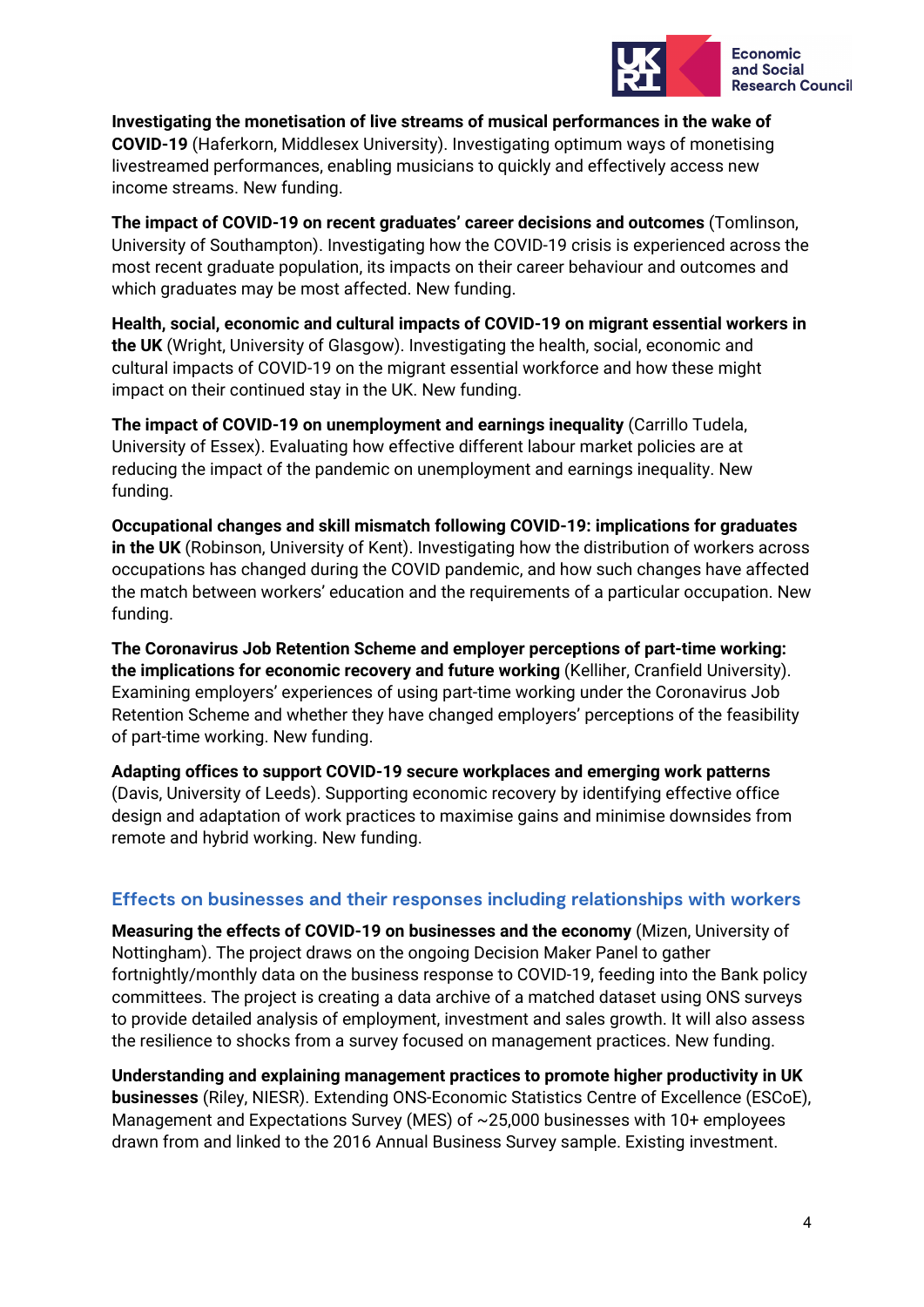**Investigating the monetisation of live streams of musical performances in the wake of COVID-19** (Haferkorn, Middlesex University). Investigating optimum ways of monetising livestreamed performances, enabling musicians to quickly and effectively access new income streams. New funding.

**The impact of COVID-19 on recent graduates' career decisions and outcomes** (Tomlinson, University of Southampton). Investigating how the COVID-19 crisis is experienced across the most recent graduate population, its impacts on their career behaviour and outcomes and which graduates may be most affected. New funding.

**Health, social, economic and cultural impacts of COVID-19 on migrant essential workers in the UK** (Wright, University of Glasgow). Investigating the health, social, economic and cultural impacts of COVID-19 on the migrant essential workforce and how these might impact on their continued stay in the UK. New funding.

**The impact of COVID-19 on unemployment and earnings inequality** (Carrillo Tudela, University of Essex). Evaluating how effective different labour market policies are at reducing the impact of the pandemic on unemployment and earnings inequality. New funding.

**Occupational changes and skill mismatch following COVID-19: implications for graduates in the UK** (Robinson, University of Kent). Investigating how the distribution of workers across occupations has changed during the COVID pandemic, and how such changes have affected the match between workers' education and the requirements of a particular occupation. New funding.

**The Coronavirus Job Retention Scheme and employer perceptions of part-time working: the implications for economic recovery and future working** (Kelliher, Cranfield University). Examining employers' experiences of using part-time working under the Coronavirus Job Retention Scheme and whether they have changed employers' perceptions of the feasibility of part-time working. New funding.

**Adapting offices to support COVID-19 secure workplaces and emerging work patterns** (Davis, University of Leeds). Supporting economic recovery by identifying effective office design and adaptation of work practices to maximise gains and minimise downsides from remote and hybrid working. New funding.

## Effects on businesses and their responses including relationships with workers

**Measuring the effects of COVID-19 on businesses and the economy** (Mizen, University of Nottingham). The project draws on the ongoing Decision Maker Panel to gather fortnightly/monthly data on the business response to COVID-19, feeding into the Bank policy committees. The project is creating a data archive of a matched dataset using ONS surveys to provide detailed analysis of employment, investment and sales growth. It will also assess the resilience to shocks from a survey focused on management practices. New funding.

**Understanding and explaining management practices to promote higher productivity in UK businesses** (Riley, NIESR). Extending ONS-Economic Statistics Centre of Excellence (ESCoE), Management and Expectations Survey (MES) of ~25,000 businesses with 10+ employees drawn from and linked to the 2016 Annual Business Survey sample. Existing investment.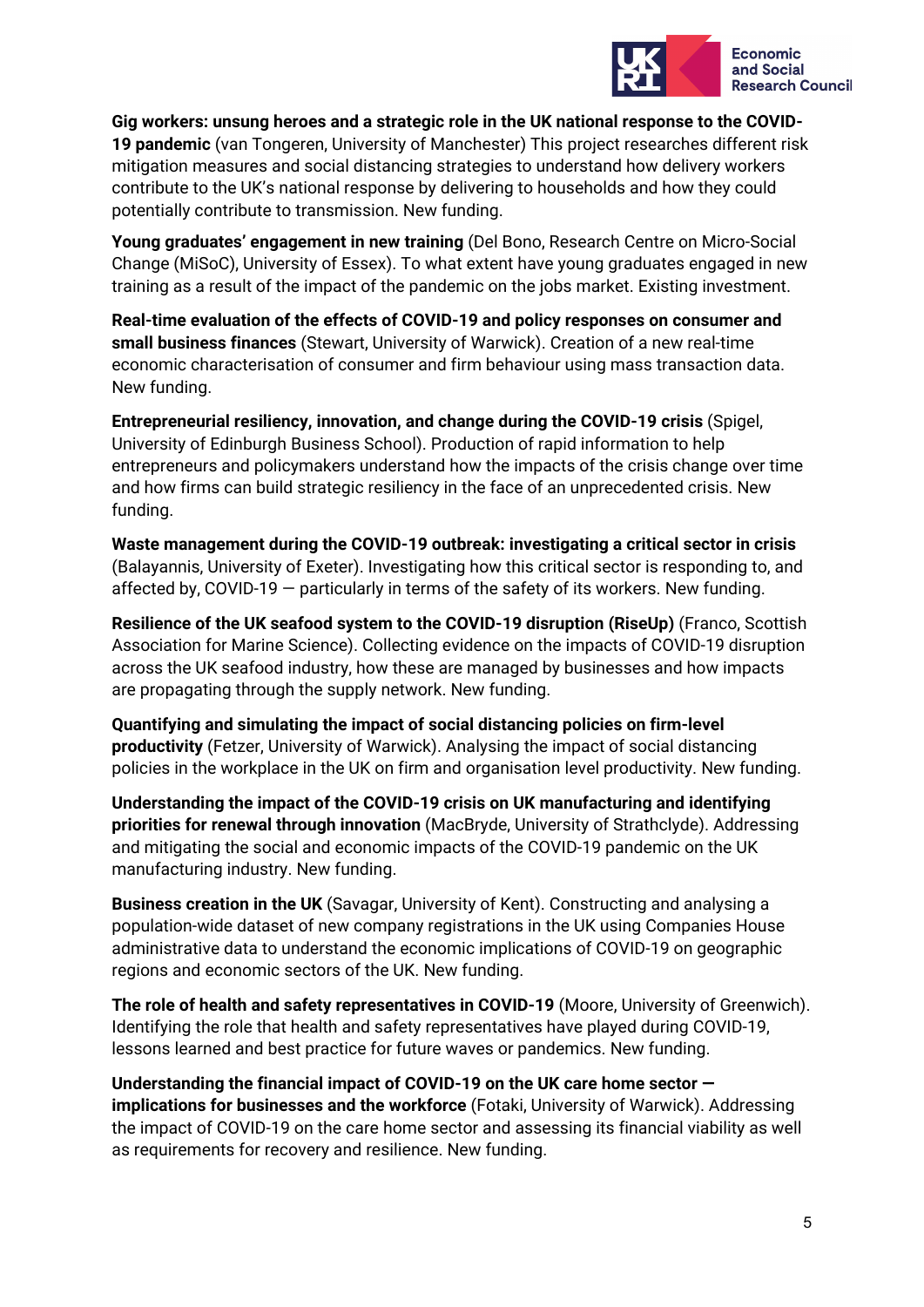**Gig workers: unsung heroes and a strategic role in the UK national response to the COVID-19 pandemic** (van Tongeren, University of Manchester) This project researches different risk mitigation measures and social distancing strategies to understand how delivery workers contribute to the UK's national response by delivering to households and how they could potentially contribute to transmission. New funding.

**Young graduates' engagement in new training** (Del Bono, Research Centre on Micro-Social Change (MiSoC), University of Essex). To what extent have young graduates engaged in new training as a result of the impact of the pandemic on the jobs market. Existing investment.

**Real-time evaluation of the effects of COVID-19 and policy responses on consumer and small business finances** (Stewart, University of Warwick). Creation of a new real-time economic characterisation of consumer and firm behaviour using mass transaction data. New funding.

**Entrepreneurial resiliency, innovation, and change during the COVID-19 crisis** (Spigel, University of Edinburgh Business School). Production of rapid information to help entrepreneurs and policymakers understand how the impacts of the crisis change over time and how firms can build strategic resiliency in the face of an unprecedented crisis. New funding.

**Waste management during the COVID-19 outbreak: investigating a critical sector in crisis** (Balayannis, University of Exeter). Investigating how this critical sector is responding to, and affected by, COVID-19 — particularly in terms of the safety of its workers. New funding.

**Resilience of the UK seafood system to the COVID-19 disruption (RiseUp)** (Franco, Scottish Association for Marine Science). Collecting evidence on the impacts of COVID-19 disruption across the UK seafood industry, how these are managed by businesses and how impacts are propagating through the supply network. New funding.

**Quantifying and simulating the impact of social distancing policies on firm-level productivity** (Fetzer, University of Warwick). Analysing the impact of social distancing policies in the workplace in the UK on firm and organisation level productivity. New funding.

**Understanding the impact of the COVID-19 crisis on UK manufacturing and identifying priorities for renewal through innovation** (MacBryde, University of Strathclyde). Addressing and mitigating the social and economic impacts of the COVID-19 pandemic on the UK manufacturing industry. New funding.

**Business creation in the UK** (Savagar, University of Kent). Constructing and analysing a population-wide dataset of new company registrations in the UK using Companies House administrative data to understand the economic implications of COVID-19 on geographic regions and economic sectors of the UK. New funding.

**The role of health and safety representatives in COVID-19** (Moore, University of Greenwich). Identifying the role that health and safety representatives have played during COVID-19, lessons learned and best practice for future waves or pandemics. New funding.

**Understanding the financial impact of COVID-19 on the UK care home sector — implications for businesses and the workforce** (Fotaki, University of Warwick). Addressing the impact of COVID-19 on the care home sector and assessing its financial viability as well as requirements for recovery and resilience. New funding.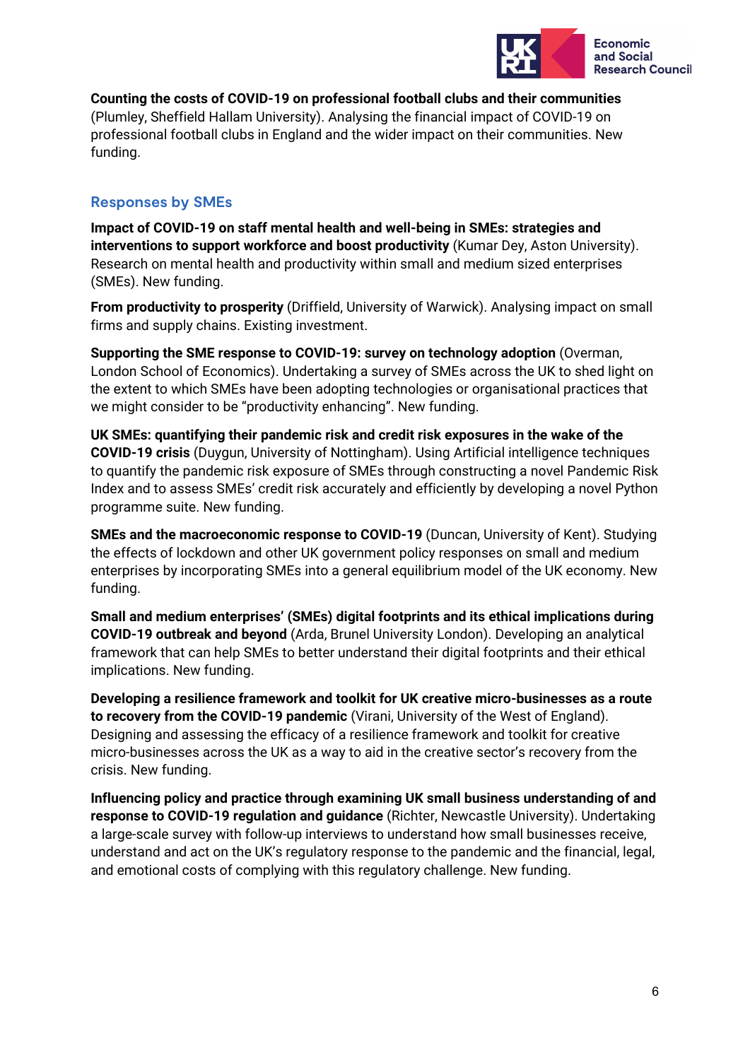**Counting the costs of COVID-19 on professional football clubs and their communities** (Plumley, Sheffield Hallam University). Analysing the financial impact of COVID-19 on professional football clubs in England and the wider impact on their communities. New funding.

### Responses by SMEs

**Impact of COVID-19 on staff mental health and well-being in SMEs: strategies and interventions to support workforce and boost productivity** (Kumar Dey, Aston University). Research on mental health and productivity within small and medium sized enterprises (SMEs). New funding.

**From productivity to prosperity** (Driffield, University of Warwick). Analysing impact on small firms and supply chains. Existing investment.

**Supporting the SME response to COVID-19: survey on technology adoption** (Overman, London School of Economics). Undertaking a survey of SMEs across the UK to shed light on the extent to which SMEs have been adopting technologies or organisational practices that we might consider to be "productivity enhancing". New funding.

**UK SMEs: quantifying their pandemic risk and credit risk exposures in the wake of the COVID-19 crisis** (Duygun, University of Nottingham). Using Artificial intelligence techniques to quantify the pandemic risk exposure of SMEs through constructing a novel Pandemic Risk Index and to assess SMEs' credit risk accurately and efficiently by developing a novel Python programme suite. New funding.

**SMEs and the macroeconomic response to COVID-19** (Duncan, University of Kent). Studying the effects of lockdown and other UK government policy responses on small and medium enterprises by incorporating SMEs into a general equilibrium model of the UK economy. New funding.

**Small and medium enterprises' (SMEs) digital footprints and its ethical implications during COVID-19 outbreak and beyond** (Arda, Brunel University London). Developing an analytical framework that can help SMEs to better understand their digital footprints and their ethical implications. New funding.

**Developing a resilience framework and toolkit for UK creative micro-businesses as a route to recovery from the COVID-19 pandemic** (Virani, University of the West of England). Designing and assessing the efficacy of a resilience framework and toolkit for creative micro-businesses across the UK as a way to aid in the creative sector's recovery from the crisis. New funding.

**Influencing policy and practice through examining UK small business understanding of and response to COVID-19 regulation and guidance** (Richter, Newcastle University). Undertaking a large-scale survey with follow-up interviews to understand how small businesses receive, understand and act on the UK's regulatory response to the pandemic and the financial, legal, and emotional costs of complying with this regulatory challenge. New funding.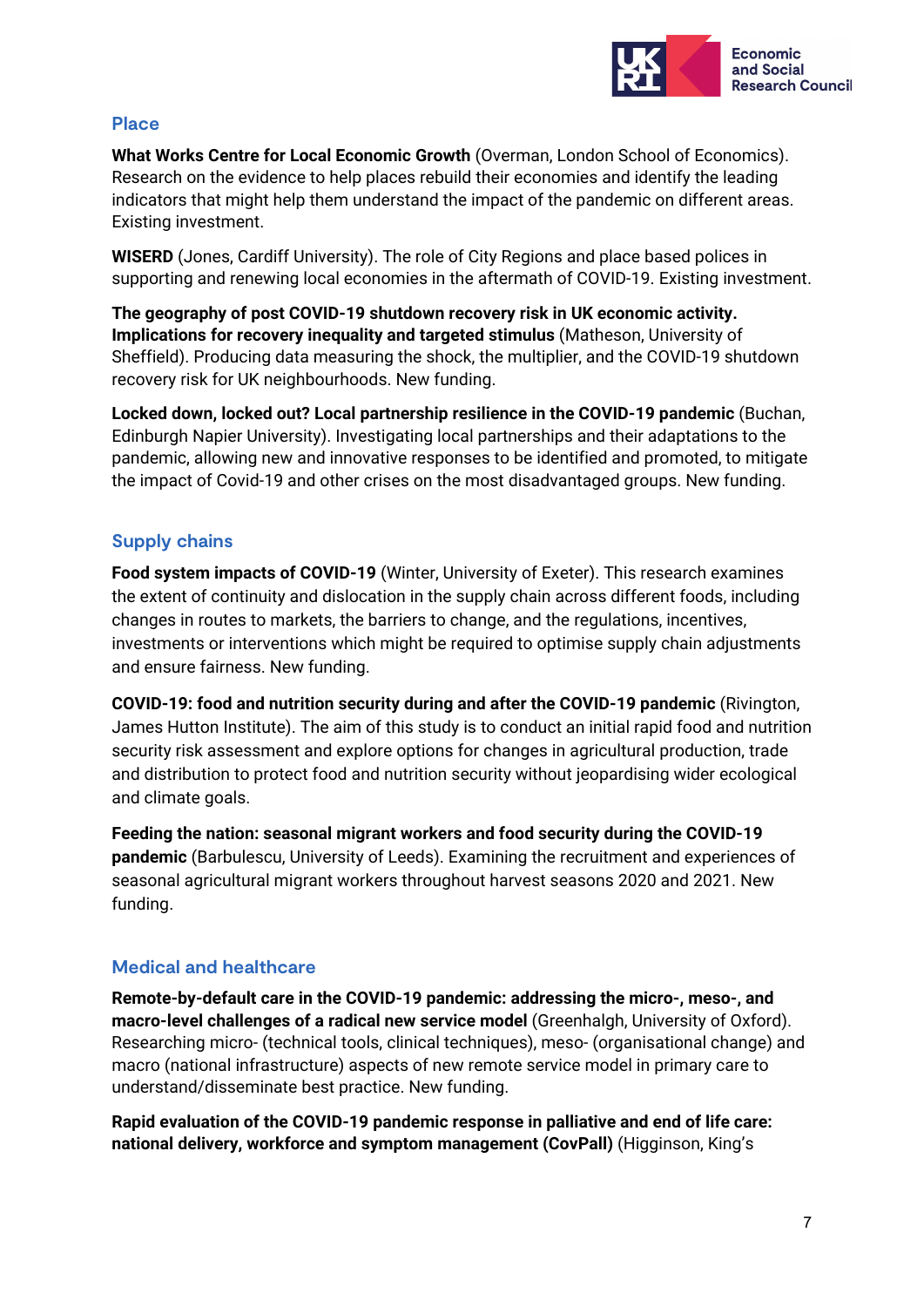## Place

**What Works Centre for Local Economic Growth** (Overman, London School of Economics). Research on the evidence to help places rebuild their economies and identify the leading indicators that might help them understand the impact of the pandemic on different areas. Existing investment.

**WISERD** (Jones, Cardiff University). The role of City Regions and place based polices in supporting and renewing local economies in the aftermath of COVID-19. Existing investment.

**The geography of post COVID-19 shutdown recovery risk in UK economic activity. Implications for recovery inequality and targeted stimulus** (Matheson, University of Sheffield). Producing data measuring the shock, the multiplier, and the COVID-19 shutdown recovery risk for UK neighbourhoods. New funding.

**Locked down, locked out? Local partnership resilience in the COVID-19 pandemic** (Buchan, Edinburgh Napier University). Investigating local partnerships and their adaptations to the pandemic, allowing new and innovative responses to be identified and promoted, to mitigate the impact of Covid-19 and other crises on the most disadvantaged groups. New funding.

## Supply chains

**Food system impacts of COVID-19** (Winter, University of Exeter). This research examines the extent of continuity and dislocation in the supply chain across different foods, including changes in routes to markets, the barriers to change, and the regulations, incentives, investments or interventions which might be required to optimise supply chain adjustments and ensure fairness. New funding.

**COVID-19: food and nutrition security during and after the COVID-19 pandemic** (Rivington, James Hutton Institute). The aim of this study is to conduct an initial rapid food and nutrition security risk assessment and explore options for changes in agricultural production, trade and distribution to protect food and nutrition security without jeopardising wider ecological and climate goals.

**Feeding the nation: seasonal migrant workers and food security during the COVID-19 pandemic** (Barbulescu, University of Leeds). Examining the recruitment and experiences of seasonal agricultural migrant workers throughout harvest seasons 2020 and 2021. New funding.

## Medical and healthcare

**Remote-by-default care in the COVID-19 pandemic: addressing the micro-, meso-, and macro-level challenges of a radical new service model** (Greenhalgh, University of Oxford). Researching micro- (technical tools, clinical techniques), meso- (organisational change) and macro (national infrastructure) aspects of new remote service model in primary care to understand/disseminate best practice. New funding.

**Rapid evaluation of the COVID-19 pandemic response in palliative and end of life care: national delivery, workforce and symptom management (CovPall)** (Higginson, King's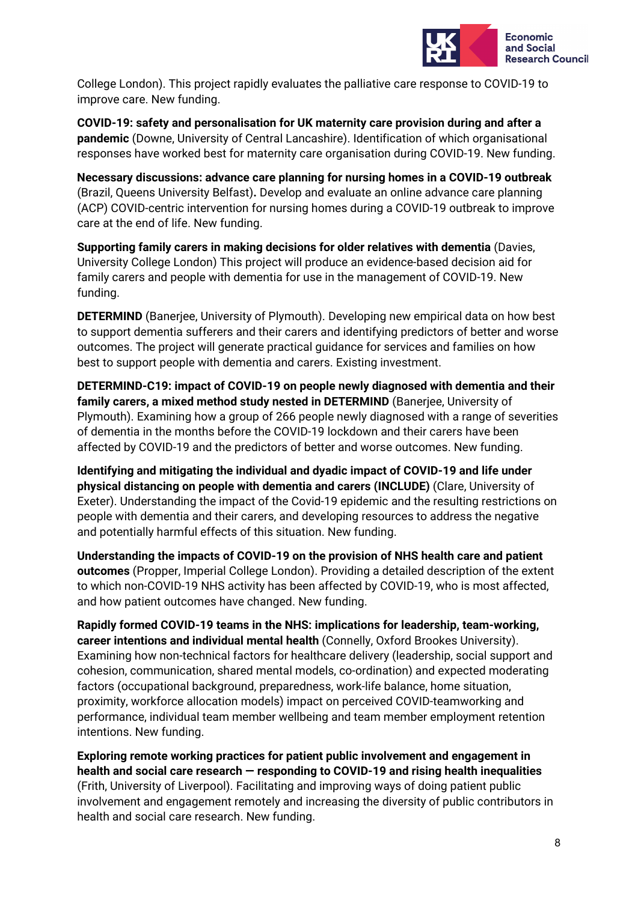College London). This project rapidly evaluates the palliative care response to COVID-19 to improve care. New funding.

**COVID-19: safety and personalisation for UK maternity care provision during and after a pandemic** (Downe, University of Central Lancashire). Identification of which organisational responses have worked best for maternity care organisation during COVID-19. New funding.

**Necessary discussions: advance care planning for nursing homes in a COVID-19 outbreak** (Brazil, Queens University Belfast)**.** Develop and evaluate an online advance care planning (ACP) COVID-centric intervention for nursing homes during a COVID-19 outbreak to improve care at the end of life. New funding.

**Supporting family carers in making decisions for older relatives with dementia** (Davies, University College London) This project will produce an evidence-based decision aid for family carers and people with dementia for use in the management of COVID-19. New funding.

**DETERMIND** (Banerjee, University of Plymouth). Developing new empirical data on how best to support dementia sufferers and their carers and identifying predictors of better and worse outcomes. The project will generate practical guidance for services and families on how best to support people with dementia and carers. Existing investment.

**DETERMIND-C19: impact of COVID-19 on people newly diagnosed with dementia and their family carers, a mixed method study nested in DETERMIND** (Banerjee, University of Plymouth). Examining how a group of 266 people newly diagnosed with a range of severities of dementia in the months before the COVID-19 lockdown and their carers have been affected by COVID-19 and the predictors of better and worse outcomes. New funding.

**Identifying and mitigating the individual and dyadic impact of COVID-19 and life under physical distancing on people with dementia and carers (INCLUDE)** (Clare, University of Exeter). Understanding the impact of the Covid-19 epidemic and the resulting restrictions on people with dementia and their carers, and developing resources to address the negative and potentially harmful effects of this situation. New funding.

**Understanding the impacts of COVID-19 on the provision of NHS health care and patient outcomes** (Propper, Imperial College London). Providing a detailed description of the extent to which non-COVID-19 NHS activity has been affected by COVID-19, who is most affected, and how patient outcomes have changed. New funding.

**Rapidly formed COVID-19 teams in the NHS: implications for leadership, team-working, career intentions and individual mental health** (Connelly, Oxford Brookes University). Examining how non-technical factors for healthcare delivery (leadership, social support and cohesion, communication, shared mental models, co-ordination) and expected moderating factors (occupational background, preparedness, work-life balance, home situation, proximity, workforce allocation models) impact on perceived COVID-teamworking and performance, individual team member wellbeing and team member employment retention intentions. New funding.

**Exploring remote working practices for patient public involvement and engagement in health and social care research — responding to COVID-19 and rising health inequalities** (Frith, University of Liverpool). Facilitating and improving ways of doing patient public involvement and engagement remotely and increasing the diversity of public contributors in health and social care research. New funding.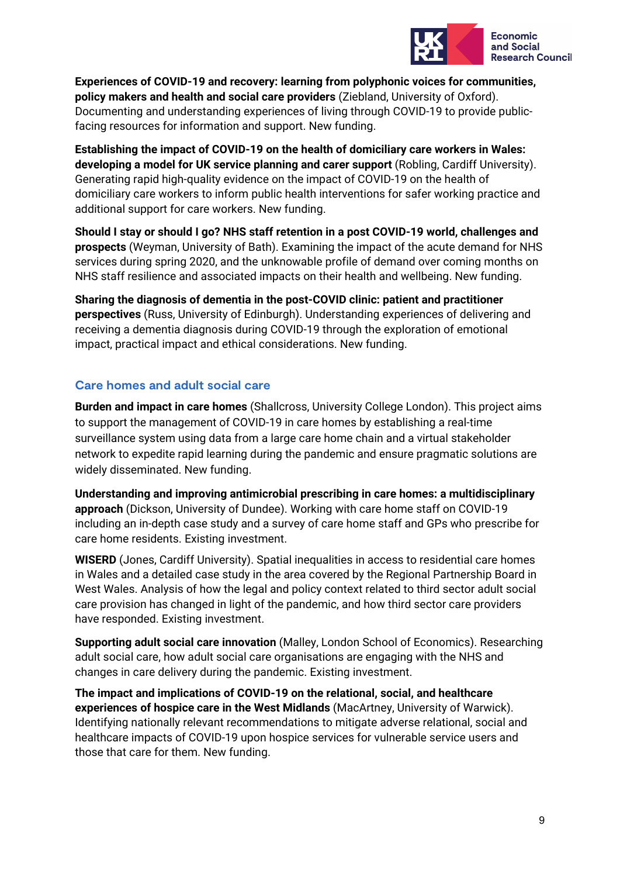**Experiences of COVID-19 and recovery: learning from polyphonic voices for communities, policy makers and health and social care providers** (Ziebland, University of Oxford). Documenting and understanding experiences of living through COVID-19 to provide public-facing resources for information and support. New funding.

**Establishing the impact of COVID-19 on the health of domiciliary care workers in Wales: developing a model for UK service planning and carer support** (Robling, Cardiff University). Generating rapid high-quality evidence on the impact of COVID-19 on the health of domiciliary care workers to inform public health interventions for safer working practice and additional support for care workers. New funding.

**Should I stay or should I go? NHS staff retention in a post COVID-19 world, challenges and prospects** (Weyman, University of Bath). Examining the impact of the acute demand for NHS services during spring 2020, and the unknowable profile of demand over coming months on NHS staff resilience and associated impacts on their health and wellbeing. New funding.

**Sharing the diagnosis of dementia in the post-COVID clinic: patient and practitioner perspectives** (Russ, University of Edinburgh). Understanding experiences of delivering and receiving a dementia diagnosis during COVID-19 through the exploration of emotional impact, practical impact and ethical considerations. New funding.

### Care homes and adult social care

**Burden and impact in care homes** (Shallcross, University College London). This project aims to support the management of COVID-19 in care homes by establishing a real-time surveillance system using data from a large care home chain and a virtual stakeholder network to expedite rapid learning during the pandemic and ensure pragmatic solutions are widely disseminated. New funding.

**Understanding and improving antimicrobial prescribing in care homes: a multidisciplinary approach** (Dickson, University of Dundee). Working with care home staff on COVID-19 including an in-depth case study and a survey of care home staff and GPs who prescribe for care home residents. Existing investment.

**WISERD** (Jones, Cardiff University). Spatial inequalities in access to residential care homes in Wales and a detailed case study in the area covered by the Regional Partnership Board in West Wales. Analysis of how the legal and policy context related to third sector adult social care provision has changed in light of the pandemic, and how third sector care providers have responded. Existing investment.

**Supporting adult social care innovation** (Malley, London School of Economics). Researching adult social care, how adult social care organisations are engaging with the NHS and changes in care delivery during the pandemic. Existing investment.

**The impact and implications of COVID-19 on the relational, social, and healthcare experiences of hospice care in the West Midlands** (MacArtney, University of Warwick). Identifying nationally relevant recommendations to mitigate adverse relational, social and healthcare impacts of COVID-19 upon hospice services for vulnerable service users and those that care for them. New funding.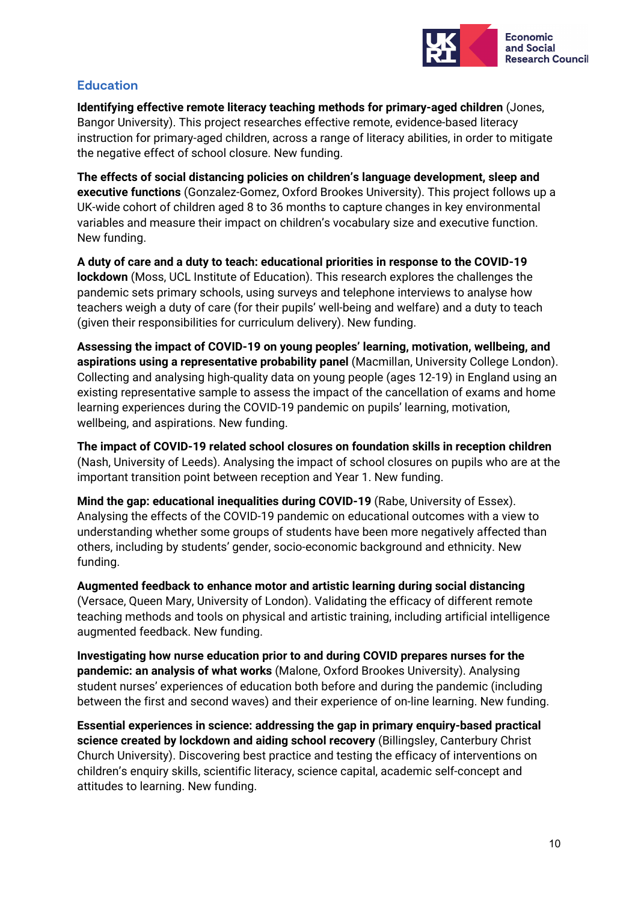## Education

**Identifying effective remote literacy teaching methods for primary-aged children** (Jones, Bangor University). This project researches effective remote, evidence-based literacy instruction for primary-aged children, across a range of literacy abilities, in order to mitigate the negative effect of school closure. New funding.

**The effects of social distancing policies on children's language development, sleep and executive functions** (Gonzalez-Gomez, Oxford Brookes University). This project follows up a UK-wide cohort of children aged 8 to 36 months to capture changes in key environmental variables and measure their impact on children's vocabulary size and executive function. New funding.

**A duty of care and a duty to teach: educational priorities in response to the COVID-19 lockdown** (Moss, UCL Institute of Education). This research explores the challenges the pandemic sets primary schools, using surveys and telephone interviews to analyse how teachers weigh a duty of care (for their pupils' well-being and welfare) and a duty to teach (given their responsibilities for curriculum delivery). New funding.

**Assessing the impact of COVID-19 on young peoples' learning, motivation, wellbeing, and aspirations using a representative probability panel** (Macmillan, University College London). Collecting and analysing high-quality data on young people (ages 12-19) in England using an existing representative sample to assess the impact of the cancellation of exams and home learning experiences during the COVID-19 pandemic on pupils' learning, motivation, wellbeing, and aspirations. New funding.

**The impact of COVID-19 related school closures on foundation skills in reception children** (Nash, University of Leeds). Analysing the impact of school closures on pupils who are at the important transition point between reception and Year 1. New funding.

**Mind the gap: educational inequalities during COVID-19** (Rabe, University of Essex). Analysing the effects of the COVID-19 pandemic on educational outcomes with a view to understanding whether some groups of students have been more negatively affected than others, including by students' gender, socio-economic background and ethnicity. New funding.

**Augmented feedback to enhance motor and artistic learning during social distancing** (Versace, Queen Mary, University of London). Validating the efficacy of different remote teaching methods and tools on physical and artistic training, including artificial intelligence augmented feedback. New funding.

**Investigating how nurse education prior to and during COVID prepares nurses for the pandemic: an analysis of what works** (Malone, Oxford Brookes University). Analysing student nurses' experiences of education both before and during the pandemic (including between the first and second waves) and their experience of on-line learning. New funding.

**Essential experiences in science: addressing the gap in primary enquiry-based practical science created by lockdown and aiding school recovery** (Billingsley, Canterbury Christ Church University). Discovering best practice and testing the efficacy of interventions on children's enquiry skills, scientific literacy, science capital, academic self-concept and attitudes to learning. New funding.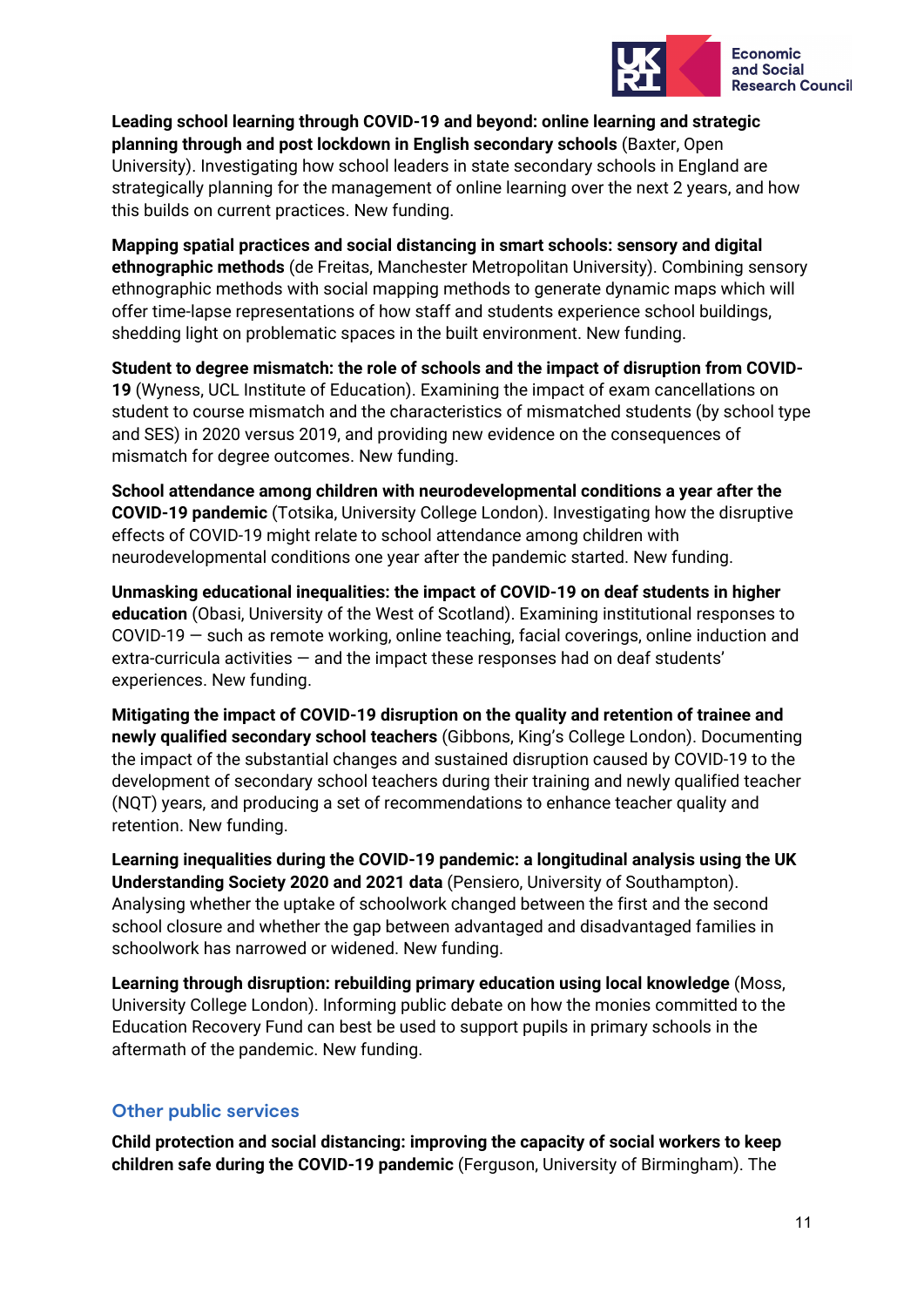**Leading school learning through COVID-19 and beyond: online learning and strategic planning through and post lockdown in English secondary schools** (Baxter, Open University). Investigating how school leaders in state secondary schools in England are strategically planning for the management of online learning over the next 2 years, and how this builds on current practices. New funding.

**Mapping spatial practices and social distancing in smart schools: sensory and digital ethnographic methods** (de Freitas, Manchester Metropolitan University). Combining sensory ethnographic methods with social mapping methods to generate dynamic maps which will offer time-lapse representations of how staff and students experience school buildings, shedding light on problematic spaces in the built environment. New funding.

**Student to degree mismatch: the role of schools and the impact of disruption from COVID-19** (Wyness, UCL Institute of Education). Examining the impact of exam cancellations on student to course mismatch and the characteristics of mismatched students (by school type and SES) in 2020 versus 2019, and providing new evidence on the consequences of mismatch for degree outcomes. New funding.

**School attendance among children with neurodevelopmental conditions a year after the COVID-19 pandemic** (Totsika, University College London). Investigating how the disruptive effects of COVID-19 might relate to school attendance among children with neurodevelopmental conditions one year after the pandemic started. New funding.

**Unmasking educational inequalities: the impact of COVID-19 on deaf students in higher education** (Obasi, University of the West of Scotland). Examining institutional responses to COVID-19 — such as remote working, online teaching, facial coverings, online induction and extra-curricula activities — and the impact these responses had on deaf students' experiences. New funding.

**Mitigating the impact of COVID-19 disruption on the quality and retention of trainee and newly qualified secondary school teachers** (Gibbons, King's College London). Documenting the impact of the substantial changes and sustained disruption caused by COVID-19 to the development of secondary school teachers during their training and newly qualified teacher (NQT) years, and producing a set of recommendations to enhance teacher quality and retention. New funding.

**Learning inequalities during the COVID-19 pandemic: a longitudinal analysis using the UK Understanding Society 2020 and 2021 data** (Pensiero, University of Southampton). Analysing whether the uptake of schoolwork changed between the first and the second school closure and whether the gap between advantaged and disadvantaged families in schoolwork has narrowed or widened. New funding.

**Learning through disruption: rebuilding primary education using local knowledge** (Moss, University College London). Informing public debate on how the monies committed to the Education Recovery Fund can best be used to support pupils in primary schools in the aftermath of the pandemic. New funding.

## Other public services

**Child protection and social distancing: improving the capacity of social workers to keep children safe during the COVID-19 pandemic** (Ferguson, University of Birmingham). The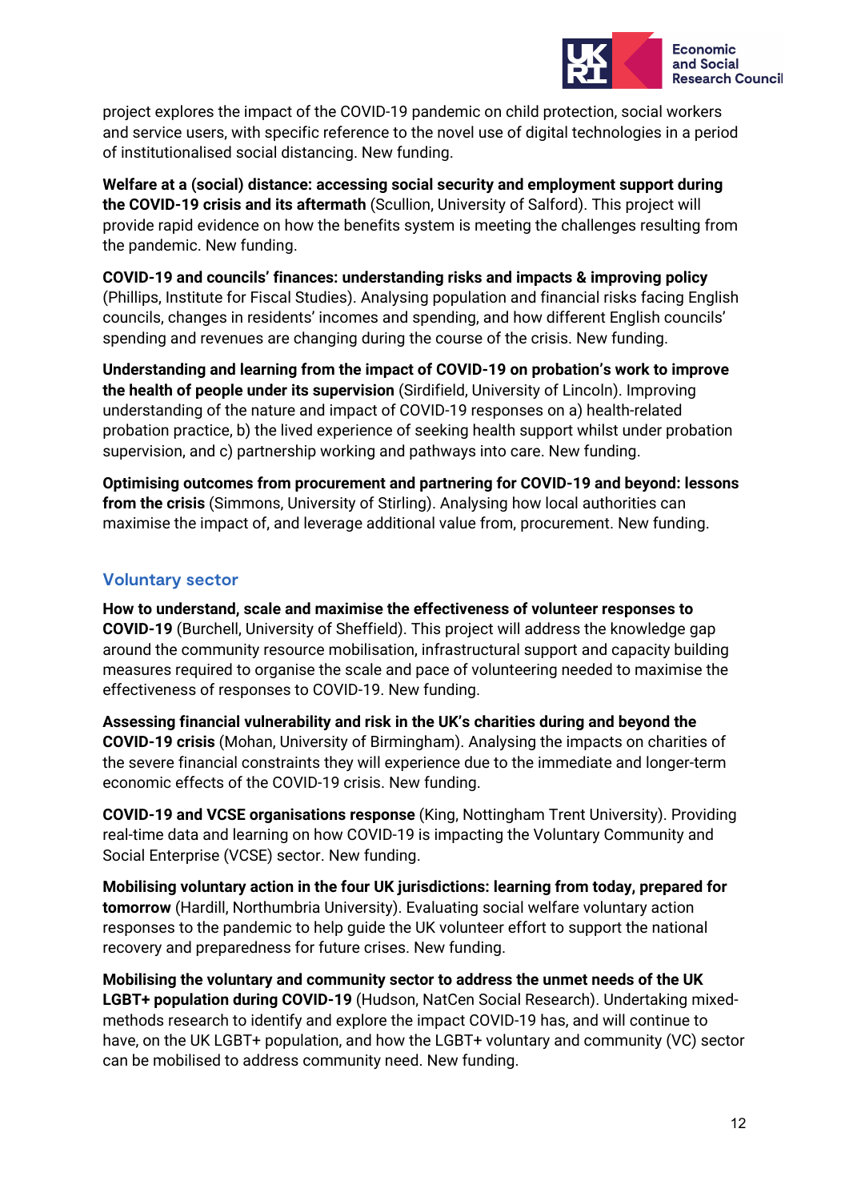project explores the impact of the COVID-19 pandemic on child protection, social workers and service users, with specific reference to the novel use of digital technologies in a period of institutionalised social distancing. New funding.

**Welfare at a (social) distance: accessing social security and employment support during the COVID-19 crisis and its aftermath** (Scullion, University of Salford). This project will provide rapid evidence on how the benefits system is meeting the challenges resulting from the pandemic. New funding.

**COVID-19 and councils' finances: understanding risks and impacts & improving policy** (Phillips, Institute for Fiscal Studies). Analysing population and financial risks facing English councils, changes in residents' incomes and spending, and how different English councils' spending and revenues are changing during the course of the crisis. New funding.

**Understanding and learning from the impact of COVID-19 on probation's work to improve the health of people under its supervision** (Sirdifield, University of Lincoln). Improving understanding of the nature and impact of COVID-19 responses on a) health-related probation practice, b) the lived experience of seeking health support whilst under probation supervision, and c) partnership working and pathways into care. New funding.

**Optimising outcomes from procurement and partnering for COVID-19 and beyond: lessons from the crisis** (Simmons, University of Stirling). Analysing how local authorities can maximise the impact of, and leverage additional value from, procurement. New funding.

## Voluntary sector

**How to understand, scale and maximise the effectiveness of volunteer responses to COVID-19** (Burchell, University of Sheffield). This project will address the knowledge gap around the community resource mobilisation, infrastructural support and capacity building measures required to organise the scale and pace of volunteering needed to maximise the effectiveness of responses to COVID-19. New funding.

**Assessing financial vulnerability and risk in the UK's charities during and beyond the COVID-19 crisis** (Mohan, University of Birmingham). Analysing the impacts on charities of the severe financial constraints they will experience due to the immediate and longer-term economic effects of the COVID-19 crisis. New funding.

**COVID-19 and VCSE organisations response** (King, Nottingham Trent University). Providing real-time data and learning on how COVID-19 is impacting the Voluntary Community and Social Enterprise (VCSE) sector. New funding.

**Mobilising voluntary action in the four UK jurisdictions: learning from today, prepared for tomorrow** (Hardill, Northumbria University). Evaluating social welfare voluntary action responses to the pandemic to help guide the UK volunteer effort to support the national recovery and preparedness for future crises. New funding.

**Mobilising the voluntary and community sector to address the unmet needs of the UK LGBT+ population during COVID-19** (Hudson, NatCen Social Research). Undertaking mixed-methods research to identify and explore the impact COVID-19 has, and will continue to have, on the UK LGBT+ population, and how the LGBT+ voluntary and community (VC) sector can be mobilised to address community need. New funding.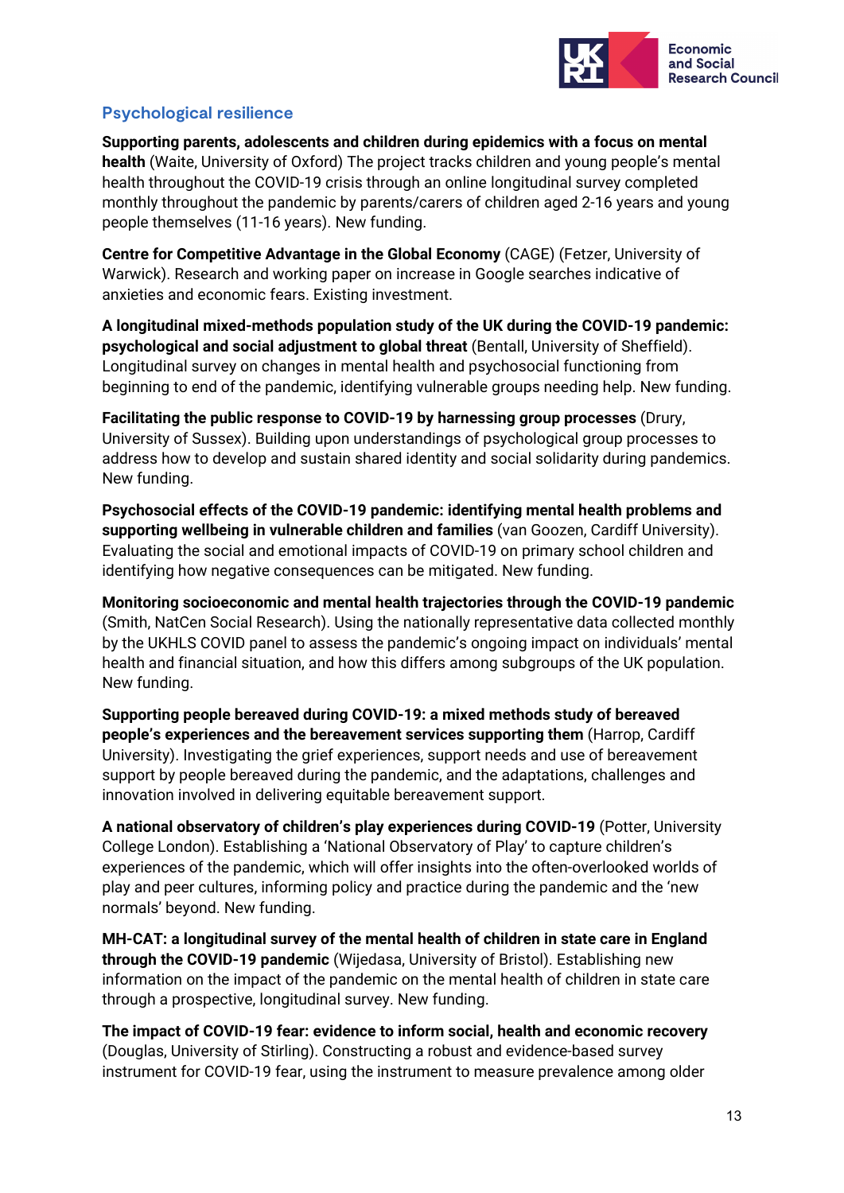## Psychological resilience

**Supporting parents, adolescents and children during epidemics with a focus on mental health** (Waite, University of Oxford) The project tracks children and young people's mental health throughout the COVID-19 crisis through an online longitudinal survey completed monthly throughout the pandemic by parents/carers of children aged 2-16 years and young people themselves (11-16 years). New funding.

**Centre for Competitive Advantage in the Global Economy** (CAGE) (Fetzer, University of Warwick). Research and working paper on increase in Google searches indicative of anxieties and economic fears. Existing investment.

**A longitudinal mixed-methods population study of the UK during the COVID-19 pandemic: psychological and social adjustment to global threat** (Bentall, University of Sheffield). Longitudinal survey on changes in mental health and psychosocial functioning from beginning to end of the pandemic, identifying vulnerable groups needing help. New funding.

**Facilitating the public response to COVID-19 by harnessing group processes** (Drury, University of Sussex). Building upon understandings of psychological group processes to address how to develop and sustain shared identity and social solidarity during pandemics. New funding.

**Psychosocial effects of the COVID-19 pandemic: identifying mental health problems and supporting wellbeing in vulnerable children and families** (van Goozen, Cardiff University). Evaluating the social and emotional impacts of COVID-19 on primary school children and identifying how negative consequences can be mitigated. New funding.

**Monitoring socioeconomic and mental health trajectories through the COVID-19 pandemic** (Smith, NatCen Social Research). Using the nationally representative data collected monthly by the UKHLS COVID panel to assess the pandemic's ongoing impact on individuals' mental health and financial situation, and how this differs among subgroups of the UK population. New funding.

**Supporting people bereaved during COVID-19: a mixed methods study of bereaved people's experiences and the bereavement services supporting them** (Harrop, Cardiff University). Investigating the grief experiences, support needs and use of bereavement support by people bereaved during the pandemic, and the adaptations, challenges and innovation involved in delivering equitable bereavement support.

**A national observatory of children's play experiences during COVID-19** (Potter, University College London). Establishing a 'National Observatory of Play' to capture children's experiences of the pandemic, which will offer insights into the often-overlooked worlds of play and peer cultures, informing policy and practice during the pandemic and the 'new normals' beyond. New funding.

**MH-CAT: a longitudinal survey of the mental health of children in state care in England through the COVID-19 pandemic** (Wijedasa, University of Bristol). Establishing new information on the impact of the pandemic on the mental health of children in state care through a prospective, longitudinal survey. New funding.

**The impact of COVID-19 fear: evidence to inform social, health and economic recovery** (Douglas, University of Stirling). Constructing a robust and evidence-based survey instrument for COVID-19 fear, using the instrument to measure prevalence among older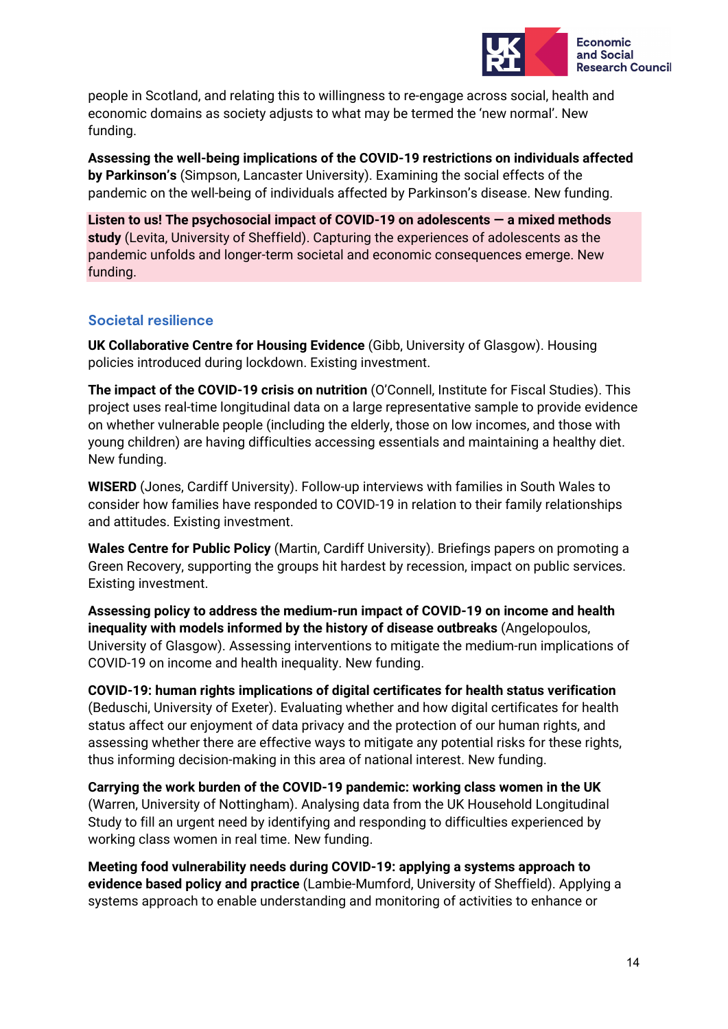people in Scotland, and relating this to willingness to re-engage across social, health and economic domains as society adjusts to what may be termed the 'new normal'. New funding.

**Assessing the well-being implications of the COVID-19 restrictions on individuals affected by Parkinson's** (Simpson, Lancaster University). Examining the social effects of the pandemic on the well-being of individuals affected by Parkinson's disease. New funding.

**Listen to us! The psychosocial impact of COVID-19 on adolescents — a mixed methods study** (Levita, University of Sheffield). Capturing the experiences of adolescents as the pandemic unfolds and longer-term societal and economic consequences emerge. New funding.

### Societal resilience

**UK Collaborative Centre for Housing Evidence** (Gibb, University of Glasgow). Housing policies introduced during lockdown. Existing investment.

**The impact of the COVID-19 crisis on nutrition** (O'Connell, Institute for Fiscal Studies). This project uses real-time longitudinal data on a large representative sample to provide evidence on whether vulnerable people (including the elderly, those on low incomes, and those with young children) are having difficulties accessing essentials and maintaining a healthy diet. New funding.

**WISERD** (Jones, Cardiff University). Follow-up interviews with families in South Wales to consider how families have responded to COVID-19 in relation to their family relationships and attitudes. Existing investment.

**Wales Centre for Public Policy** (Martin, Cardiff University). Briefings papers on promoting a Green Recovery, supporting the groups hit hardest by recession, impact on public services. Existing investment.

**Assessing policy to address the medium-run impact of COVID-19 on income and health inequality with models informed by the history of disease outbreaks** (Angelopoulos, University of Glasgow). Assessing interventions to mitigate the medium-run implications of COVID-19 on income and health inequality. New funding.

**COVID-19: human rights implications of digital certificates for health status verification** (Beduschi, University of Exeter). Evaluating whether and how digital certificates for health status affect our enjoyment of data privacy and the protection of our human rights, and assessing whether there are effective ways to mitigate any potential risks for these rights, thus informing decision-making in this area of national interest. New funding.

**Carrying the work burden of the COVID-19 pandemic: working class women in the UK** (Warren, University of Nottingham). Analysing data from the UK Household Longitudinal Study to fill an urgent need by identifying and responding to difficulties experienced by working class women in real time. New funding.

**Meeting food vulnerability needs during COVID-19: applying a systems approach to evidence based policy and practice** (Lambie-Mumford, University of Sheffield). Applying a systems approach to enable understanding and monitoring of activities to enhance or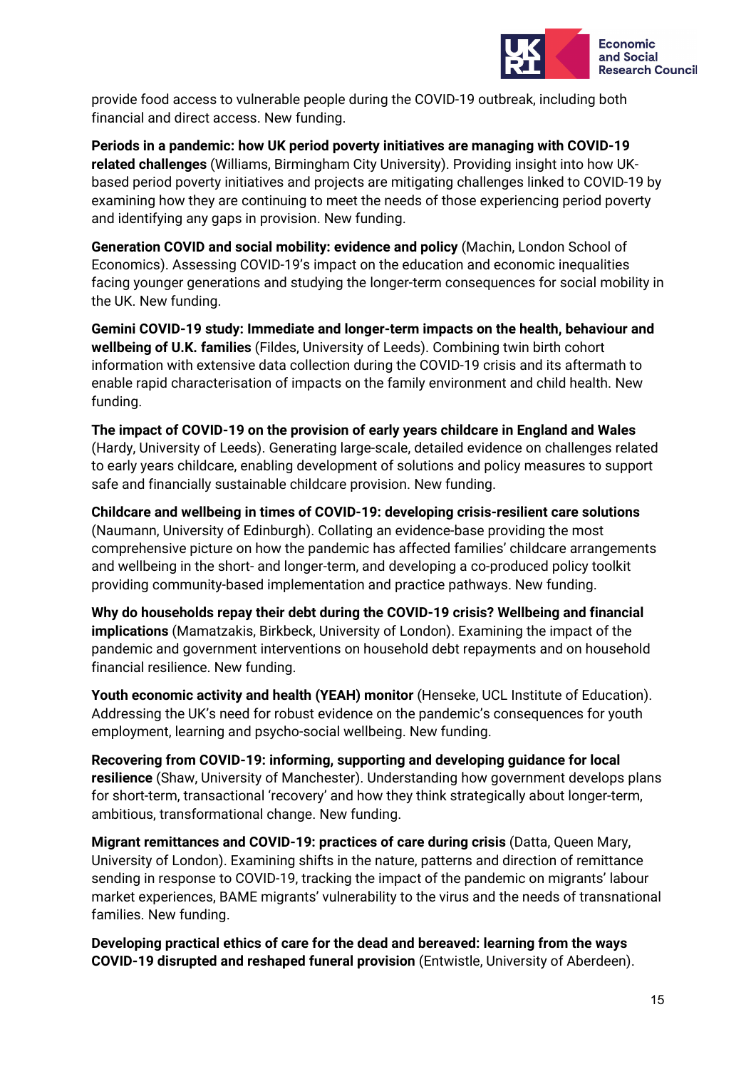provide food access to vulnerable people during the COVID-19 outbreak, including both financial and direct access. New funding.

**Periods in a pandemic: how UK period poverty initiatives are managing with COVID-19 related challenges** (Williams, Birmingham City University). Providing insight into how UK-based period poverty initiatives and projects are mitigating challenges linked to COVID-19 by examining how they are continuing to meet the needs of those experiencing period poverty and identifying any gaps in provision. New funding.

**Generation COVID and social mobility: evidence and policy** (Machin, London School of Economics). Assessing COVID-19's impact on the education and economic inequalities facing younger generations and studying the longer-term consequences for social mobility in the UK. New funding.

**Gemini COVID-19 study: Immediate and longer-term impacts on the health, behaviour and wellbeing of U.K. families** (Fildes, University of Leeds). Combining twin birth cohort information with extensive data collection during the COVID-19 crisis and its aftermath to enable rapid characterisation of impacts on the family environment and child health. New funding.

**The impact of COVID-19 on the provision of early years childcare in England and Wales** (Hardy, University of Leeds). Generating large-scale, detailed evidence on challenges related to early years childcare, enabling development of solutions and policy measures to support safe and financially sustainable childcare provision. New funding.

**Childcare and wellbeing in times of COVID-19: developing crisis-resilient care solutions** (Naumann, University of Edinburgh). Collating an evidence-base providing the most comprehensive picture on how the pandemic has affected families' childcare arrangements and wellbeing in the short- and longer-term, and developing a co-produced policy toolkit providing community-based implementation and practice pathways. New funding.

**Why do households repay their debt during the COVID-19 crisis? Wellbeing and financial implications** (Mamatzakis, Birkbeck, University of London). Examining the impact of the pandemic and government interventions on household debt repayments and on household financial resilience. New funding.

**Youth economic activity and health (YEAH) monitor** (Henseke, UCL Institute of Education). Addressing the UK's need for robust evidence on the pandemic's consequences for youth employment, learning and psycho-social wellbeing. New funding.

**Recovering from COVID-19: informing, supporting and developing guidance for local resilience** (Shaw, University of Manchester). Understanding how government develops plans for short-term, transactional 'recovery' and how they think strategically about longer-term, ambitious, transformational change. New funding.

**Migrant remittances and COVID-19: practices of care during crisis** (Datta, Queen Mary, University of London). Examining shifts in the nature, patterns and direction of remittance sending in response to COVID-19, tracking the impact of the pandemic on migrants' labour market experiences, BAME migrants' vulnerability to the virus and the needs of transnational families. New funding.

**Developing practical ethics of care for the dead and bereaved: learning from the ways COVID-19 disrupted and reshaped funeral provision** (Entwistle, University of Aberdeen).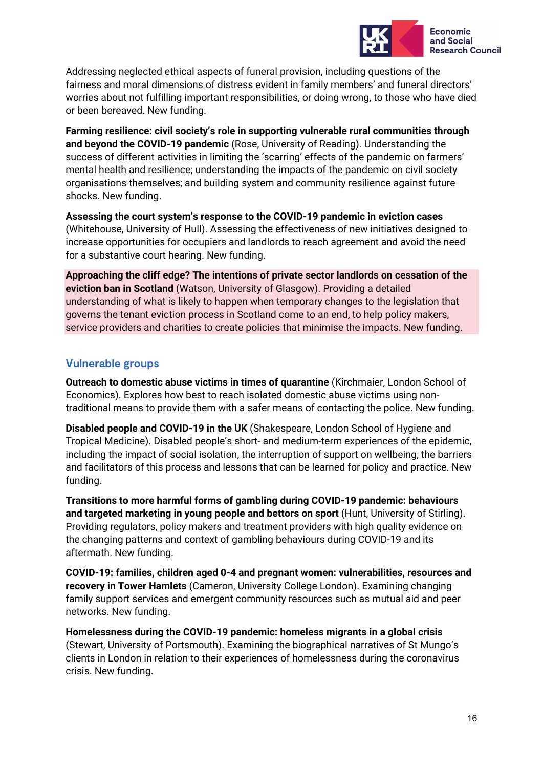Addressing neglected ethical aspects of funeral provision, including questions of the fairness and moral dimensions of distress evident in family members' and funeral directors' worries about not fulfilling important responsibilities, or doing wrong, to those who have died or been bereaved. New funding.

**Farming resilience: civil society's role in supporting vulnerable rural communities through and beyond the COVID-19 pandemic** (Rose, University of Reading). Understanding the success of different activities in limiting the 'scarring' effects of the pandemic on farmers' mental health and resilience; understanding the impacts of the pandemic on civil society organisations themselves; and building system and community resilience against future shocks. New funding.

**Assessing the court system's response to the COVID-19 pandemic in eviction cases** (Whitehouse, University of Hull). Assessing the effectiveness of new initiatives designed to increase opportunities for occupiers and landlords to reach agreement and avoid the need for a substantive court hearing. New funding.

**Approaching the cliff edge? The intentions of private sector landlords on cessation of the eviction ban in Scotland** (Watson, University of Glasgow). Providing a detailed understanding of what is likely to happen when temporary changes to the legislation that governs the tenant eviction process in Scotland come to an end, to help policy makers, service providers and charities to create policies that minimise the impacts. New funding.

## Vulnerable groups

**Outreach to domestic abuse victims in times of quarantine** (Kirchmaier, London School of Economics). Explores how best to reach isolated domestic abuse victims using non-traditional means to provide them with a safer means of contacting the police. New funding.

**Disabled people and COVID-19 in the UK** (Shakespeare, London School of Hygiene and Tropical Medicine). Disabled people's short- and medium-term experiences of the epidemic, including the impact of social isolation, the interruption of support on wellbeing, the barriers and facilitators of this process and lessons that can be learned for policy and practice. New funding.

**Transitions to more harmful forms of gambling during COVID-19 pandemic: behaviours and targeted marketing in young people and bettors on sport** (Hunt, University of Stirling). Providing regulators, policy makers and treatment providers with high quality evidence on the changing patterns and context of gambling behaviours during COVID-19 and its aftermath. New funding.

**COVID-19: families, children aged 0-4 and pregnant women: vulnerabilities, resources and recovery in Tower Hamlets** (Cameron, University College London). Examining changing family support services and emergent community resources such as mutual aid and peer networks. New funding.

**Homelessness during the COVID-19 pandemic: homeless migrants in a global crisis** (Stewart, University of Portsmouth). Examining the biographical narratives of St Mungo's clients in London in relation to their experiences of homelessness during the coronavirus crisis. New funding.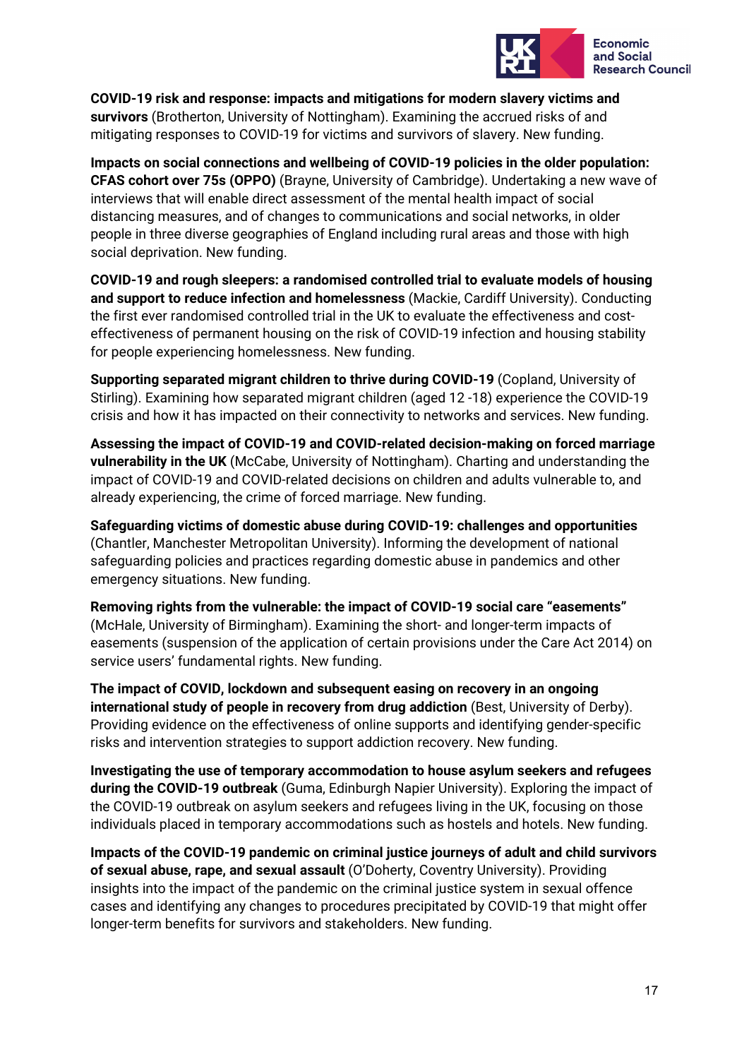**COVID-19 risk and response: impacts and mitigations for modern slavery victims and survivors** (Brotherton, University of Nottingham). Examining the accrued risks of and mitigating responses to COVID-19 for victims and survivors of slavery. New funding.

**Impacts on social connections and wellbeing of COVID-19 policies in the older population: CFAS cohort over 75s (OPPO)** (Brayne, University of Cambridge). Undertaking a new wave of interviews that will enable direct assessment of the mental health impact of social distancing measures, and of changes to communications and social networks, in older people in three diverse geographies of England including rural areas and those with high social deprivation. New funding.

**COVID-19 and rough sleepers: a randomised controlled trial to evaluate models of housing and support to reduce infection and homelessness** (Mackie, Cardiff University). Conducting the first ever randomised controlled trial in the UK to evaluate the effectiveness and cost-effectiveness of permanent housing on the risk of COVID-19 infection and housing stability for people experiencing homelessness. New funding.

**Supporting separated migrant children to thrive during COVID-19** (Copland, University of Stirling). Examining how separated migrant children (aged 12 -18) experience the COVID-19 crisis and how it has impacted on their connectivity to networks and services. New funding.

**Assessing the impact of COVID-19 and COVID-related decision-making on forced marriage vulnerability in the UK** (McCabe, University of Nottingham). Charting and understanding the impact of COVID-19 and COVID-related decisions on children and adults vulnerable to, and already experiencing, the crime of forced marriage. New funding.

**Safeguarding victims of domestic abuse during COVID-19: challenges and opportunities** (Chantler, Manchester Metropolitan University). Informing the development of national safeguarding policies and practices regarding domestic abuse in pandemics and other emergency situations. New funding.

**Removing rights from the vulnerable: the impact of COVID-19 social care "easements"** (McHale, University of Birmingham). Examining the short- and longer-term impacts of easements (suspension of the application of certain provisions under the Care Act 2014) on service users' fundamental rights. New funding.

**The impact of COVID, lockdown and subsequent easing on recovery in an ongoing international study of people in recovery from drug addiction** (Best, University of Derby). Providing evidence on the effectiveness of online supports and identifying gender-specific risks and intervention strategies to support addiction recovery. New funding.

**Investigating the use of temporary accommodation to house asylum seekers and refugees during the COVID-19 outbreak** (Guma, Edinburgh Napier University). Exploring the impact of the COVID-19 outbreak on asylum seekers and refugees living in the UK, focusing on those individuals placed in temporary accommodations such as hostels and hotels. New funding.

**Impacts of the COVID-19 pandemic on criminal justice journeys of adult and child survivors of sexual abuse, rape, and sexual assault** (O'Doherty, Coventry University). Providing insights into the impact of the pandemic on the criminal justice system in sexual offence cases and identifying any changes to procedures precipitated by COVID-19 that might offer longer-term benefits for survivors and stakeholders. New funding.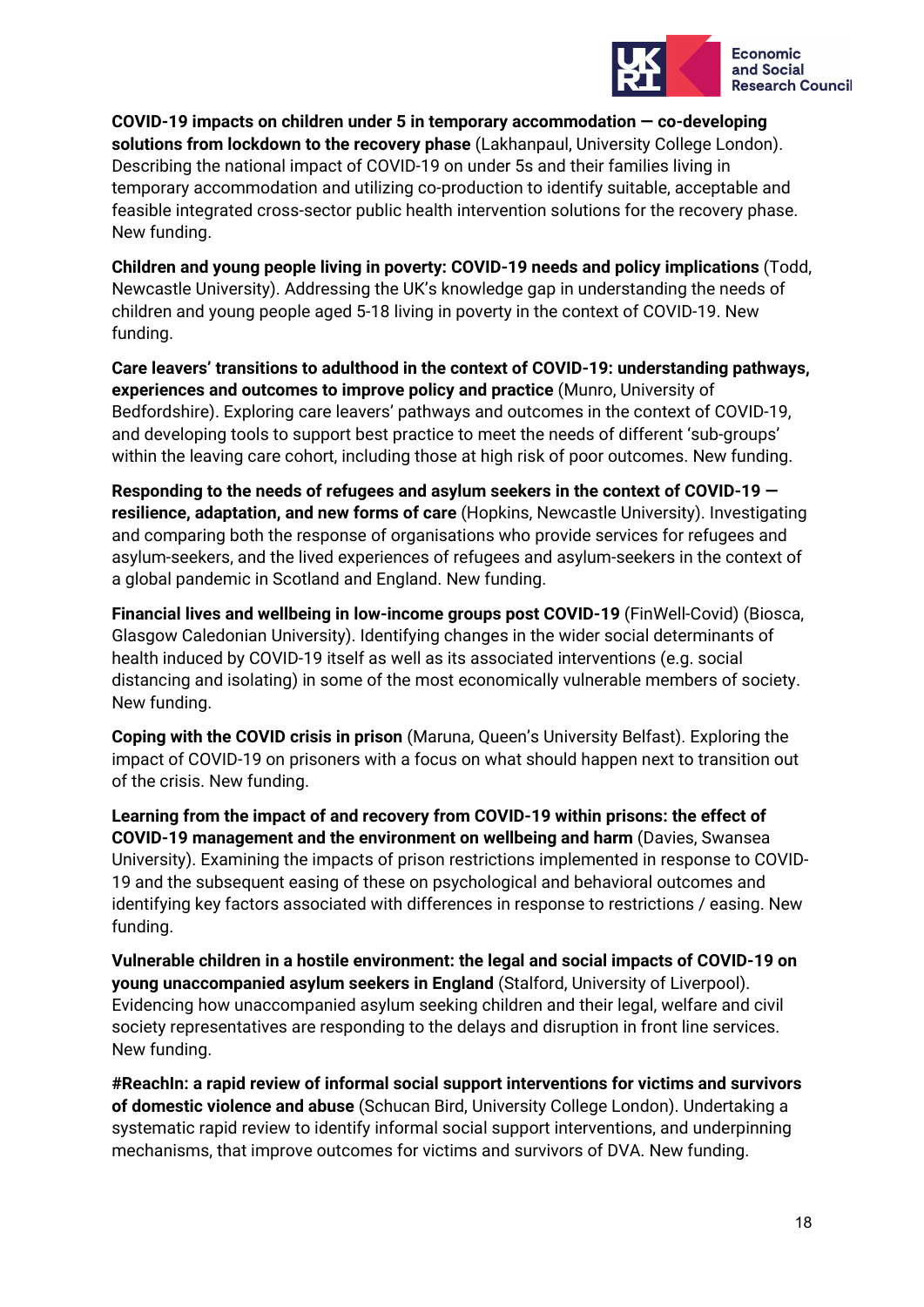**COVID-19 impacts on children under 5 in temporary accommodation — co-developing solutions from lockdown to the recovery phase** (Lakhanpaul, University College London). Describing the national impact of COVID-19 on under 5s and their families living in temporary accommodation and utilizing co-production to identify suitable, acceptable and feasible integrated cross-sector public health intervention solutions for the recovery phase. New funding.

**Children and young people living in poverty: COVID-19 needs and policy implications** (Todd, Newcastle University). Addressing the UK's knowledge gap in understanding the needs of children and young people aged 5-18 living in poverty in the context of COVID-19. New funding.

**Care leavers' transitions to adulthood in the context of COVID-19: understanding pathways, experiences and outcomes to improve policy and practice** (Munro, University of Bedfordshire). Exploring care leavers' pathways and outcomes in the context of COVID-19, and developing tools to support best practice to meet the needs of different 'sub-groups' within the leaving care cohort, including those at high risk of poor outcomes. New funding.

**Responding to the needs of refugees and asylum seekers in the context of COVID-19 — resilience, adaptation, and new forms of care** (Hopkins, Newcastle University). Investigating and comparing both the response of organisations who provide services for refugees and asylum-seekers, and the lived experiences of refugees and asylum-seekers in the context of a global pandemic in Scotland and England. New funding.

**Financial lives and wellbeing in low-income groups post COVID-19** (FinWell-Covid) (Biosca, Glasgow Caledonian University). Identifying changes in the wider social determinants of health induced by COVID-19 itself as well as its associated interventions (e.g. social distancing and isolating) in some of the most economically vulnerable members of society. New funding.

**Coping with the COVID crisis in prison** (Maruna, Queen's University Belfast). Exploring the impact of COVID-19 on prisoners with a focus on what should happen next to transition out of the crisis. New funding.

**Learning from the impact of and recovery from COVID-19 within prisons: the effect of COVID-19 management and the environment on wellbeing and harm** (Davies, Swansea University). Examining the impacts of prison restrictions implemented in response to COVID-19 and the subsequent easing of these on psychological and behavioral outcomes and identifying key factors associated with differences in response to restrictions / easing. New funding.

**Vulnerable children in a hostile environment: the legal and social impacts of COVID-19 on young unaccompanied asylum seekers in England** (Stalford, University of Liverpool). Evidencing how unaccompanied asylum seeking children and their legal, welfare and civil society representatives are responding to the delays and disruption in front line services. New funding.

**#ReachIn: a rapid review of informal social support interventions for victims and survivors of domestic violence and abuse** (Schucan Bird, University College London). Undertaking a systematic rapid review to identify informal social support interventions, and underpinning mechanisms, that improve outcomes for victims and survivors of DVA. New funding.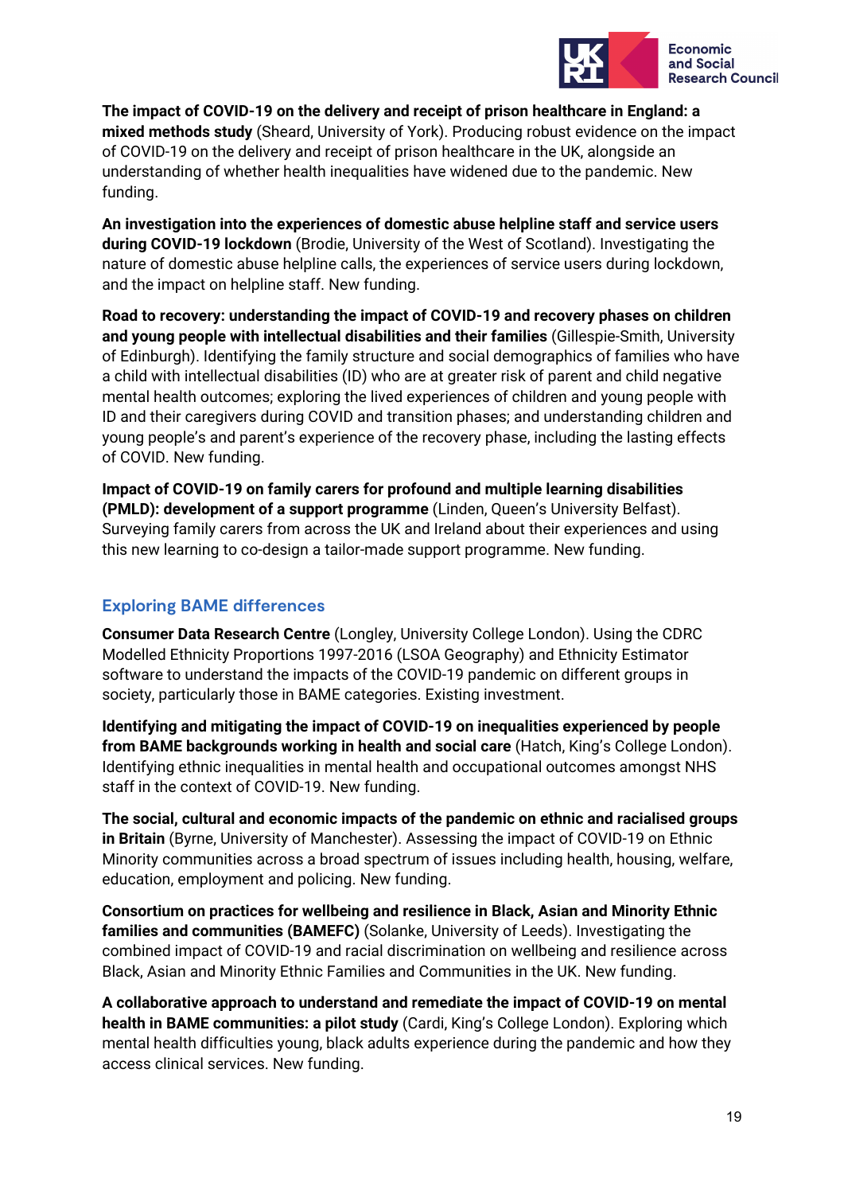**The impact of COVID-19 on the delivery and receipt of prison healthcare in England: a mixed methods study** (Sheard, University of York). Producing robust evidence on the impact of COVID-19 on the delivery and receipt of prison healthcare in the UK, alongside an understanding of whether health inequalities have widened due to the pandemic. New funding.

**An investigation into the experiences of domestic abuse helpline staff and service users during COVID-19 lockdown** (Brodie, University of the West of Scotland). Investigating the nature of domestic abuse helpline calls, the experiences of service users during lockdown, and the impact on helpline staff. New funding.

**Road to recovery: understanding the impact of COVID-19 and recovery phases on children and young people with intellectual disabilities and their families** (Gillespie-Smith, University of Edinburgh). Identifying the family structure and social demographics of families who have a child with intellectual disabilities (ID) who are at greater risk of parent and child negative mental health outcomes; exploring the lived experiences of children and young people with ID and their caregivers during COVID and transition phases; and understanding children and young people's and parent's experience of the recovery phase, including the lasting effects of COVID. New funding.

**Impact of COVID-19 on family carers for profound and multiple learning disabilities (PMLD): development of a support programme** (Linden, Queen's University Belfast). Surveying family carers from across the UK and Ireland about their experiences and using this new learning to co-design a tailor-made support programme. New funding.

## Exploring BAME differences

**Consumer Data Research Centre** (Longley, University College London). Using the CDRC Modelled Ethnicity Proportions 1997-2016 (LSOA Geography) and Ethnicity Estimator software to understand the impacts of the COVID-19 pandemic on different groups in society, particularly those in BAME categories. Existing investment.

**Identifying and mitigating the impact of COVID-19 on inequalities experienced by people from BAME backgrounds working in health and social care** (Hatch, King's College London). Identifying ethnic inequalities in mental health and occupational outcomes amongst NHS staff in the context of COVID-19. New funding.

**The social, cultural and economic impacts of the pandemic on ethnic and racialised groups in Britain** (Byrne, University of Manchester). Assessing the impact of COVID-19 on Ethnic Minority communities across a broad spectrum of issues including health, housing, welfare, education, employment and policing. New funding.

**Consortium on practices for wellbeing and resilience in Black, Asian and Minority Ethnic families and communities (BAMEFC)** (Solanke, University of Leeds). Investigating the combined impact of COVID-19 and racial discrimination on wellbeing and resilience across Black, Asian and Minority Ethnic Families and Communities in the UK. New funding.

**A collaborative approach to understand and remediate the impact of COVID-19 on mental health in BAME communities: a pilot study** (Cardi, King's College London). Exploring which mental health difficulties young, black adults experience during the pandemic and how they access clinical services. New funding.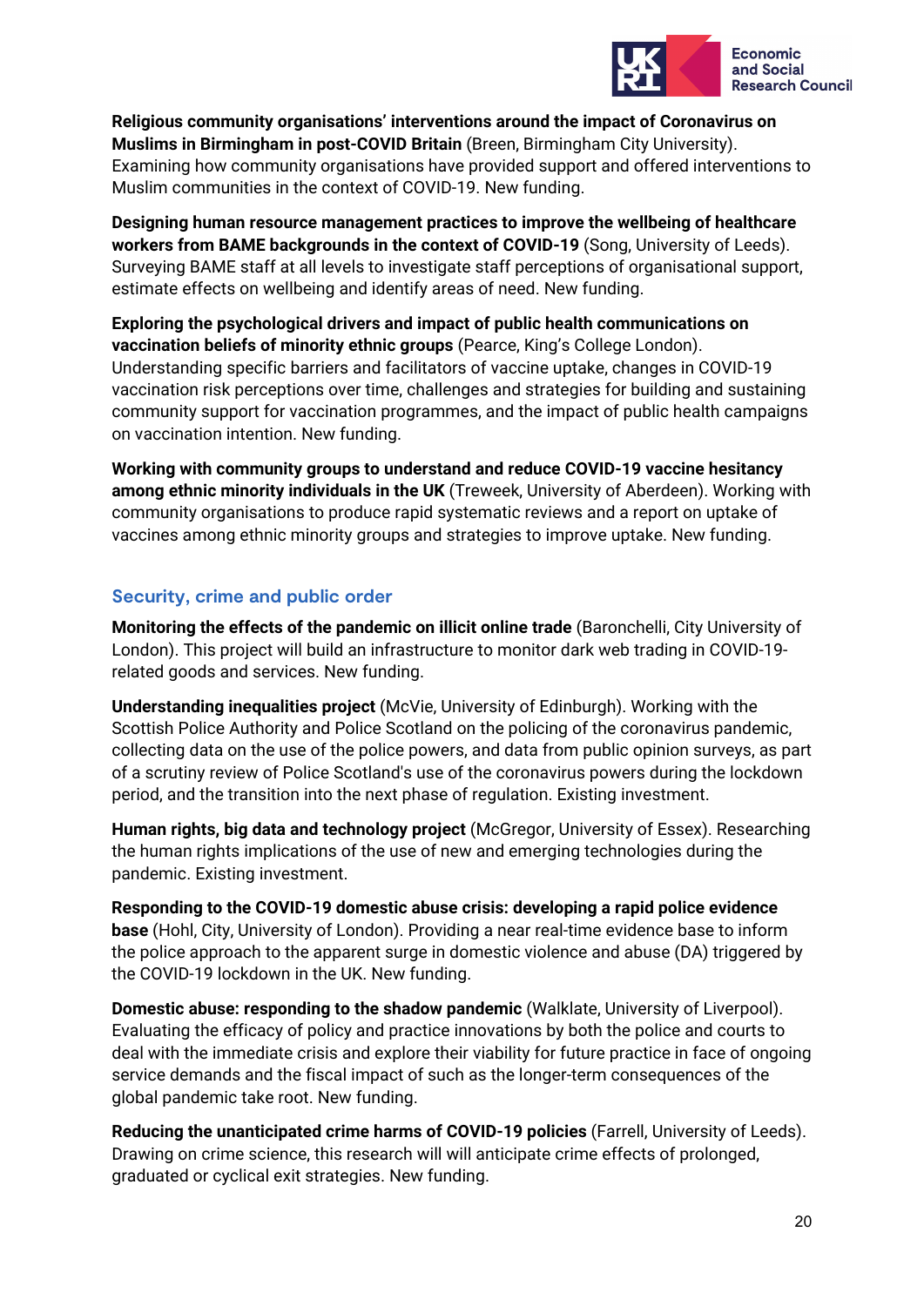**Religious community organisations' interventions around the impact of Coronavirus on Muslims in Birmingham in post-COVID Britain** (Breen, Birmingham City University). Examining how community organisations have provided support and offered interventions to Muslim communities in the context of COVID-19. New funding.

**Designing human resource management practices to improve the wellbeing of healthcare workers from BAME backgrounds in the context of COVID-19** (Song, University of Leeds). Surveying BAME staff at all levels to investigate staff perceptions of organisational support, estimate effects on wellbeing and identify areas of need. New funding.

**Exploring the psychological drivers and impact of public health communications on vaccination beliefs of minority ethnic groups** (Pearce, King's College London). Understanding specific barriers and facilitators of vaccine uptake, changes in COVID-19 vaccination risk perceptions over time, challenges and strategies for building and sustaining community support for vaccination programmes, and the impact of public health campaigns on vaccination intention. New funding.

**Working with community groups to understand and reduce COVID-19 vaccine hesitancy among ethnic minority individuals in the UK** (Treweek, University of Aberdeen). Working with community organisations to produce rapid systematic reviews and a report on uptake of vaccines among ethnic minority groups and strategies to improve uptake. New funding.

## Security, crime and public order

**Monitoring the effects of the pandemic on illicit online trade** (Baronchelli, City University of London). This project will build an infrastructure to monitor dark web trading in COVID-19-related goods and services. New funding.

**Understanding inequalities project** (McVie, University of Edinburgh). Working with the Scottish Police Authority and Police Scotland on the policing of the coronavirus pandemic, collecting data on the use of the police powers, and data from public opinion surveys, as part of a scrutiny review of Police Scotland's use of the coronavirus powers during the lockdown period, and the transition into the next phase of regulation. Existing investment.

**Human rights, big data and technology project** (McGregor, University of Essex). Researching the human rights implications of the use of new and emerging technologies during the pandemic. Existing investment.

**Responding to the COVID-19 domestic abuse crisis: developing a rapid police evidence base** (Hohl, City, University of London). Providing a near real-time evidence base to inform the police approach to the apparent surge in domestic violence and abuse (DA) triggered by the COVID-19 lockdown in the UK. New funding.

**Domestic abuse: responding to the shadow pandemic** (Walklate, University of Liverpool). Evaluating the efficacy of policy and practice innovations by both the police and courts to deal with the immediate crisis and explore their viability for future practice in face of ongoing service demands and the fiscal impact of such as the longer-term consequences of the global pandemic take root. New funding.

**Reducing the unanticipated crime harms of COVID-19 policies** (Farrell, University of Leeds). Drawing on crime science, this research will will anticipate crime effects of prolonged, graduated or cyclical exit strategies. New funding.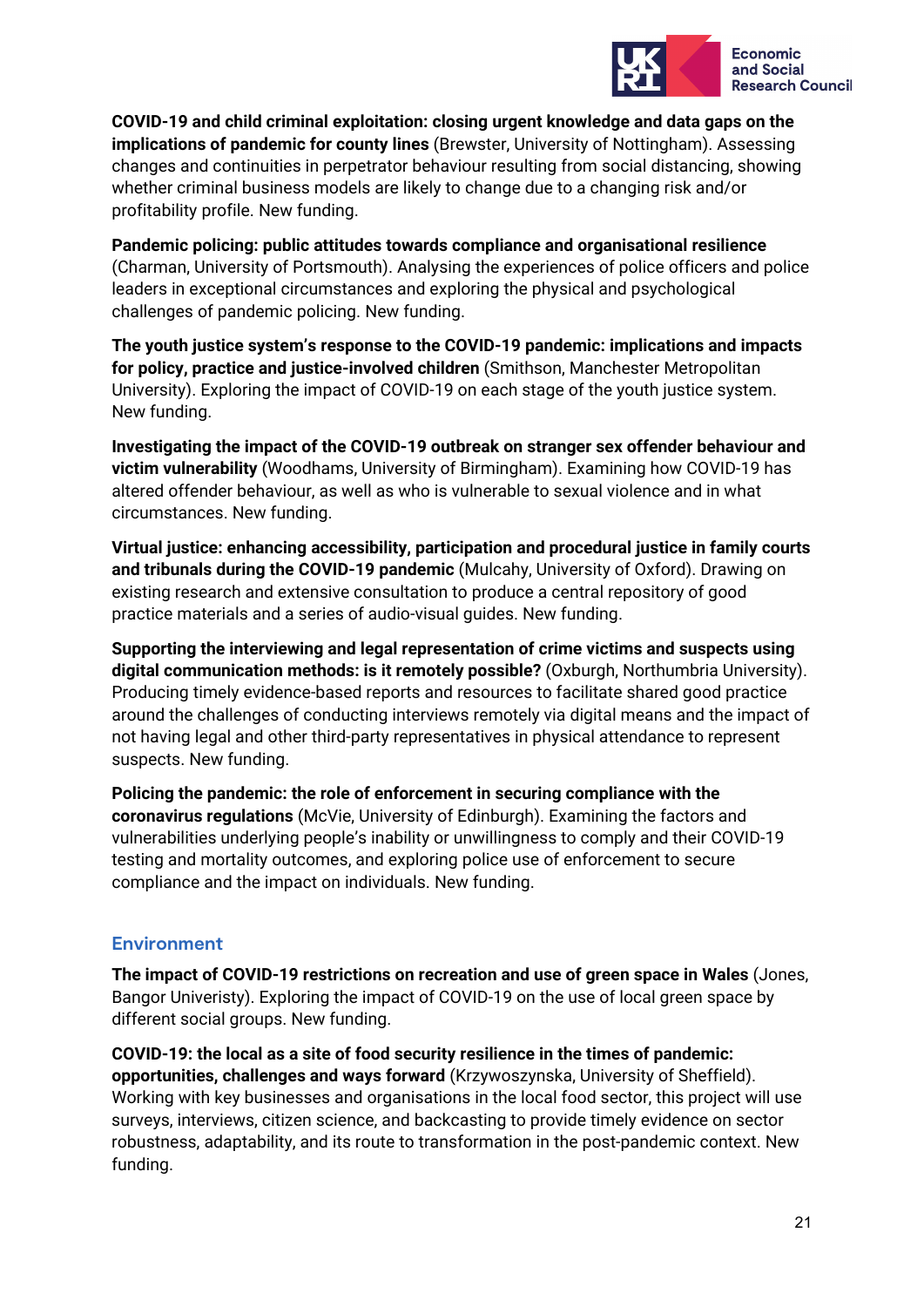**COVID-19 and child criminal exploitation: closing urgent knowledge and data gaps on the implications of pandemic for county lines** (Brewster, University of Nottingham). Assessing changes and continuities in perpetrator behaviour resulting from social distancing, showing whether criminal business models are likely to change due to a changing risk and/or profitability profile. New funding.

**Pandemic policing: public attitudes towards compliance and organisational resilience** (Charman, University of Portsmouth). Analysing the experiences of police officers and police leaders in exceptional circumstances and exploring the physical and psychological challenges of pandemic policing. New funding.

**The youth justice system's response to the COVID-19 pandemic: implications and impacts for policy, practice and justice-involved children** (Smithson, Manchester Metropolitan University). Exploring the impact of COVID-19 on each stage of the youth justice system. New funding.

**Investigating the impact of the COVID-19 outbreak on stranger sex offender behaviour and victim vulnerability** (Woodhams, University of Birmingham). Examining how COVID-19 has altered offender behaviour, as well as who is vulnerable to sexual violence and in what circumstances. New funding.

**Virtual justice: enhancing accessibility, participation and procedural justice in family courts and tribunals during the COVID-19 pandemic** (Mulcahy, University of Oxford). Drawing on existing research and extensive consultation to produce a central repository of good practice materials and a series of audio-visual guides. New funding.

**Supporting the interviewing and legal representation of crime victims and suspects using digital communication methods: is it remotely possible?** (Oxburgh, Northumbria University). Producing timely evidence-based reports and resources to facilitate shared good practice around the challenges of conducting interviews remotely via digital means and the impact of not having legal and other third-party representatives in physical attendance to represent suspects. New funding.

**Policing the pandemic: the role of enforcement in securing compliance with the coronavirus regulations** (McVie, University of Edinburgh). Examining the factors and vulnerabilities underlying people's inability or unwillingness to comply and their COVID-19 testing and mortality outcomes, and exploring police use of enforcement to secure compliance and the impact on individuals. New funding.

## Environment

**The impact of COVID-19 restrictions on recreation and use of green space in Wales** (Jones, Bangor Univeristy). Exploring the impact of COVID-19 on the use of local green space by different social groups. New funding.

**COVID-19: the local as a site of food security resilience in the times of pandemic: opportunities, challenges and ways forward** (Krzywoszynska, University of Sheffield). Working with key businesses and organisations in the local food sector, this project will use surveys, interviews, citizen science, and backcasting to provide timely evidence on sector robustness, adaptability, and its route to transformation in the post-pandemic context. New funding.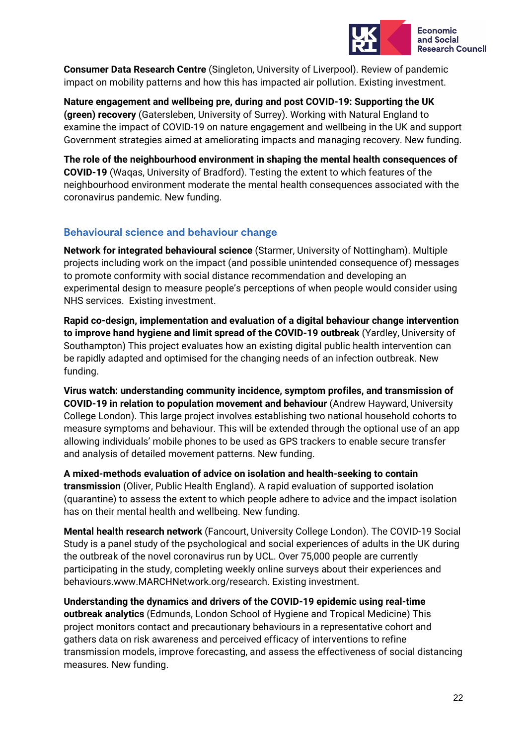**Consumer Data Research Centre** (Singleton, University of Liverpool). Review of pandemic impact on mobility patterns and how this has impacted air pollution. Existing investment.

**Nature engagement and wellbeing pre, during and post COVID-19: Supporting the UK (green) recovery** (Gatersleben, University of Surrey). Working with Natural England to examine the impact of COVID-19 on nature engagement and wellbeing in the UK and support Government strategies aimed at ameliorating impacts and managing recovery. New funding.

**The role of the neighbourhood environment in shaping the mental health consequences of COVID-19** (Waqas, University of Bradford). Testing the extent to which features of the neighbourhood environment moderate the mental health consequences associated with the coronavirus pandemic. New funding.

### Behavioural science and behaviour change

**Network for integrated behavioural science** (Starmer, University of Nottingham). Multiple projects including work on the impact (and possible unintended consequence of) messages to promote conformity with social distance recommendation and developing an experimental design to measure people's perceptions of when people would consider using NHS services. Existing investment.

**Rapid co-design, implementation and evaluation of a digital behaviour change intervention to improve hand hygiene and limit spread of the COVID-19 outbreak** (Yardley, University of Southampton) This project evaluates how an existing digital public health intervention can be rapidly adapted and optimised for the changing needs of an infection outbreak. New funding.

**Virus watch: understanding community incidence, symptom profiles, and transmission of COVID-19 in relation to population movement and behaviour** (Andrew Hayward, University College London). This large project involves establishing two national household cohorts to measure symptoms and behaviour. This will be extended through the optional use of an app allowing individuals' mobile phones to be used as GPS trackers to enable secure transfer and analysis of detailed movement patterns. New funding.

**A mixed-methods evaluation of advice on isolation and health-seeking to contain transmission** (Oliver, Public Health England). A rapid evaluation of supported isolation (quarantine) to assess the extent to which people adhere to advice and the impact isolation has on their mental health and wellbeing. New funding.

**Mental health research network** (Fancourt, University College London). The COVID-19 Social Study is a panel study of the psychological and social experiences of adults in the UK during the outbreak of the novel coronavirus run by UCL. Over 75,000 people are currently participating in the study, completing weekly online surveys about their experiences and behaviours.www.MARCHNetwork.org/research. Existing investment.

**Understanding the dynamics and drivers of the COVID-19 epidemic using real-time outbreak analytics** (Edmunds, London School of Hygiene and Tropical Medicine) This project monitors contact and precautionary behaviours in a representative cohort and gathers data on risk awareness and perceived efficacy of interventions to refine transmission models, improve forecasting, and assess the effectiveness of social distancing measures. New funding.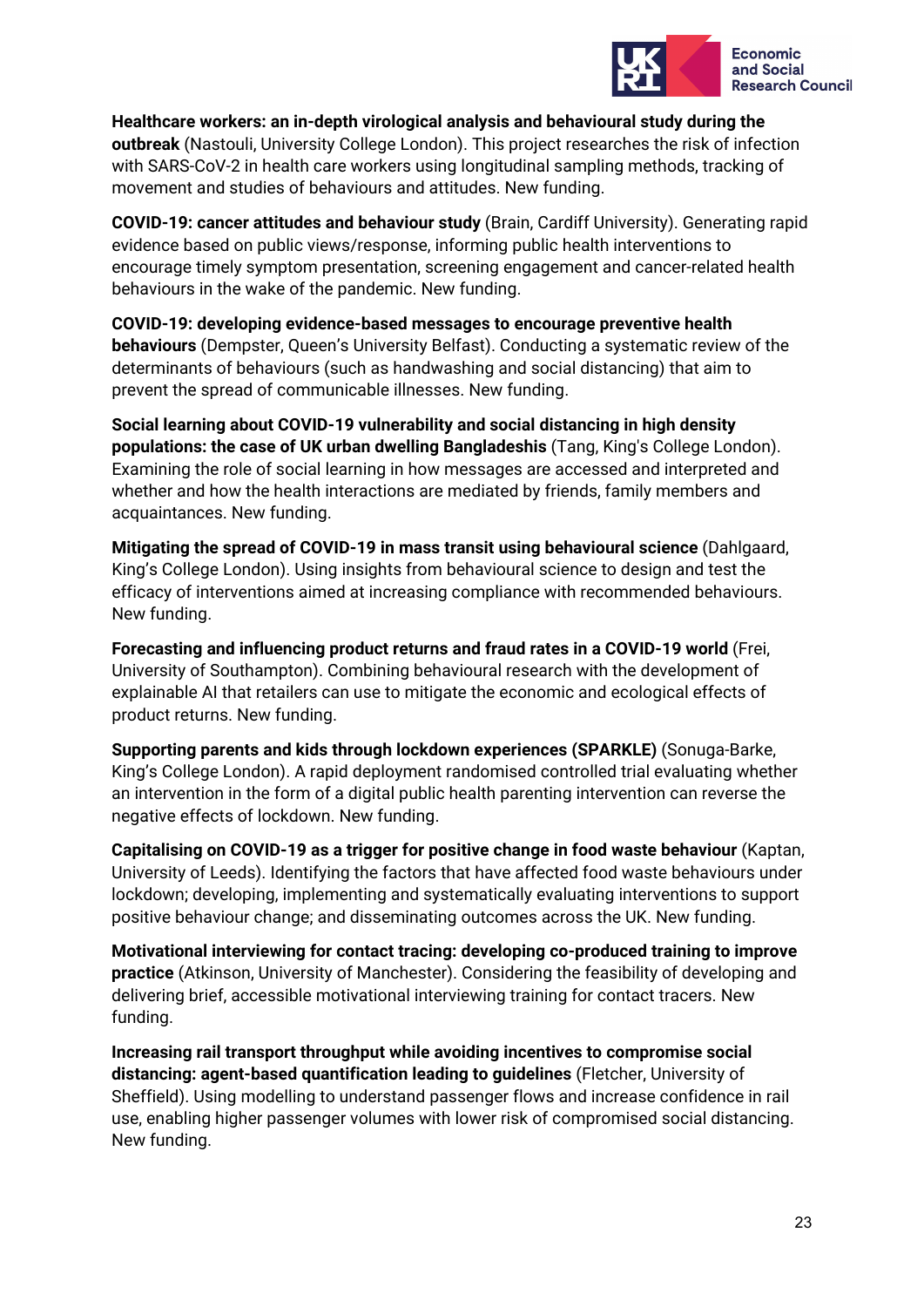**Healthcare workers: an in-depth virological analysis and behavioural study during the outbreak** (Nastouli, University College London). This project researches the risk of infection with SARS-CoV-2 in health care workers using longitudinal sampling methods, tracking of movement and studies of behaviours and attitudes. New funding.

**COVID-19: cancer attitudes and behaviour study** (Brain, Cardiff University). Generating rapid evidence based on public views/response, informing public health interventions to encourage timely symptom presentation, screening engagement and cancer-related health behaviours in the wake of the pandemic. New funding.

**COVID-19: developing evidence-based messages to encourage preventive health behaviours** (Dempster, Queen's University Belfast). Conducting a systematic review of the determinants of behaviours (such as handwashing and social distancing) that aim to prevent the spread of communicable illnesses. New funding.

**Social learning about COVID-19 vulnerability and social distancing in high density populations: the case of UK urban dwelling Bangladeshis** (Tang, King's College London). Examining the role of social learning in how messages are accessed and interpreted and whether and how the health interactions are mediated by friends, family members and acquaintances. New funding.

**Mitigating the spread of COVID-19 in mass transit using behavioural science** (Dahlgaard, King's College London). Using insights from behavioural science to design and test the efficacy of interventions aimed at increasing compliance with recommended behaviours. New funding.

**Forecasting and influencing product returns and fraud rates in a COVID-19 world** (Frei, University of Southampton). Combining behavioural research with the development of explainable AI that retailers can use to mitigate the economic and ecological effects of product returns. New funding.

**Supporting parents and kids through lockdown experiences (SPARKLE)** (Sonuga-Barke, King's College London). A rapid deployment randomised controlled trial evaluating whether an intervention in the form of a digital public health parenting intervention can reverse the negative effects of lockdown. New funding.

**Capitalising on COVID-19 as a trigger for positive change in food waste behaviour** (Kaptan, University of Leeds). Identifying the factors that have affected food waste behaviours under lockdown; developing, implementing and systematically evaluating interventions to support positive behaviour change; and disseminating outcomes across the UK. New funding.

**Motivational interviewing for contact tracing: developing co-produced training to improve practice** (Atkinson, University of Manchester). Considering the feasibility of developing and delivering brief, accessible motivational interviewing training for contact tracers. New funding.

**Increasing rail transport throughput while avoiding incentives to compromise social distancing: agent-based quantification leading to guidelines** (Fletcher, University of Sheffield). Using modelling to understand passenger flows and increase confidence in rail use, enabling higher passenger volumes with lower risk of compromised social distancing. New funding.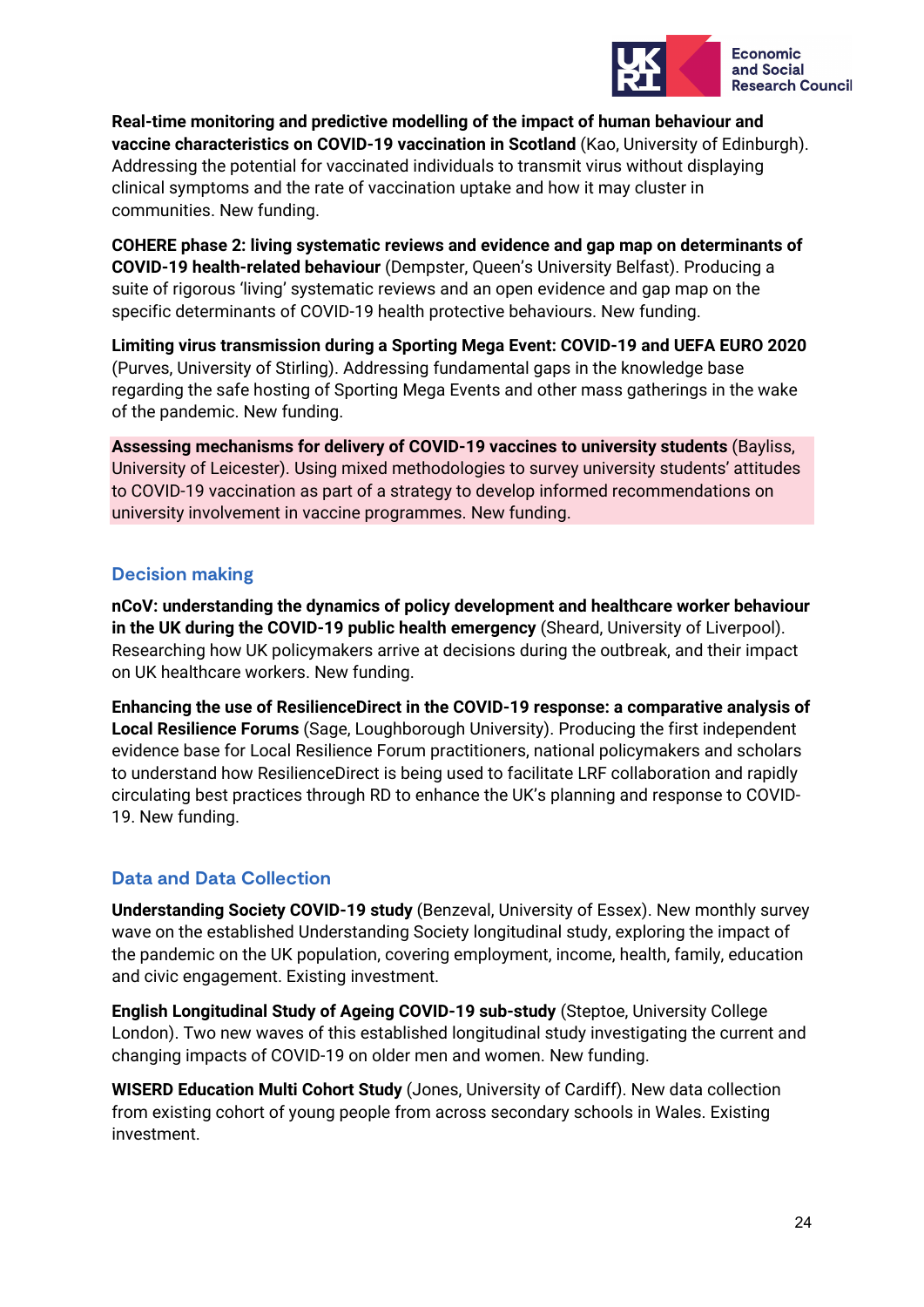**Real-time monitoring and predictive modelling of the impact of human behaviour and vaccine characteristics on COVID-19 vaccination in Scotland** (Kao, University of Edinburgh). Addressing the potential for vaccinated individuals to transmit virus without displaying clinical symptoms and the rate of vaccination uptake and how it may cluster in communities. New funding.

**COHERE phase 2: living systematic reviews and evidence and gap map on determinants of COVID-19 health-related behaviour** (Dempster, Queen's University Belfast). Producing a suite of rigorous 'living' systematic reviews and an open evidence and gap map on the specific determinants of COVID-19 health protective behaviours. New funding.

**Limiting virus transmission during a Sporting Mega Event: COVID-19 and UEFA EURO 2020** (Purves, University of Stirling). Addressing fundamental gaps in the knowledge base regarding the safe hosting of Sporting Mega Events and other mass gatherings in the wake of the pandemic. New funding.

**Assessing mechanisms for delivery of COVID-19 vaccines to university students** (Bayliss, University of Leicester). Using mixed methodologies to survey university students' attitudes to COVID-19 vaccination as part of a strategy to develop informed recommendations on university involvement in vaccine programmes. New funding.

## Decision making

**nCoV: understanding the dynamics of policy development and healthcare worker behaviour in the UK during the COVID-19 public health emergency** (Sheard, University of Liverpool). Researching how UK policymakers arrive at decisions during the outbreak, and their impact on UK healthcare workers. New funding.

**Enhancing the use of ResilienceDirect in the COVID-19 response: a comparative analysis of Local Resilience Forums** (Sage, Loughborough University). Producing the first independent evidence base for Local Resilience Forum practitioners, national policymakers and scholars to understand how ResilienceDirect is being used to facilitate LRF collaboration and rapidly circulating best practices through RD to enhance the UK's planning and response to COVID-19. New funding.

## Data and Data Collection

**Understanding Society COVID-19 study** (Benzeval, University of Essex). New monthly survey wave on the established Understanding Society longitudinal study, exploring the impact of the pandemic on the UK population, covering employment, income, health, family, education and civic engagement. Existing investment.

**English Longitudinal Study of Ageing COVID-19 sub-study** (Steptoe, University College London). Two new waves of this established longitudinal study investigating the current and changing impacts of COVID-19 on older men and women. New funding.

**WISERD Education Multi Cohort Study** (Jones, University of Cardiff). New data collection from existing cohort of young people from across secondary schools in Wales. Existing investment.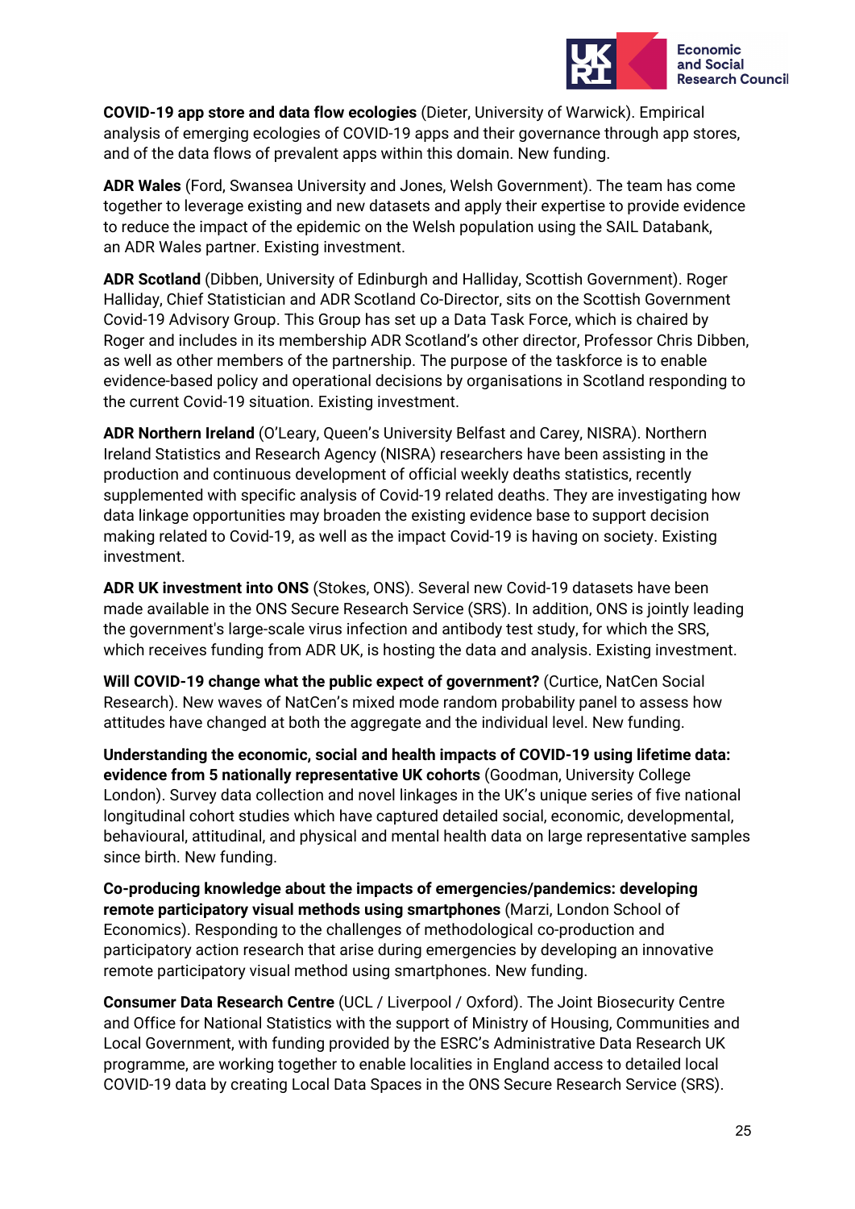**COVID-19 app store and data flow ecologies** (Dieter, University of Warwick). Empirical analysis of emerging ecologies of COVID-19 apps and their governance through app stores, and of the data flows of prevalent apps within this domain. New funding.

**ADR Wales** (Ford, Swansea University and Jones, Welsh Government). The team has come together to leverage existing and new datasets and apply their expertise to provide evidence to reduce the impact of the epidemic on the Welsh population using the SAIL Databank, an ADR Wales partner. Existing investment.

**ADR Scotland** (Dibben, University of Edinburgh and Halliday, Scottish Government). Roger Halliday, Chief Statistician and ADR Scotland Co-Director, sits on the Scottish Government Covid-19 Advisory Group. This Group has set up a Data Task Force, which is chaired by Roger and includes in its membership ADR Scotland's other director, Professor Chris Dibben, as well as other members of the partnership. The purpose of the taskforce is to enable evidence-based policy and operational decisions by organisations in Scotland responding to the current Covid-19 situation. Existing investment.

**ADR Northern Ireland** (O'Leary, Queen's University Belfast and Carey, NISRA). Northern Ireland Statistics and Research Agency (NISRA) researchers have been assisting in the production and continuous development of official weekly deaths statistics, recently supplemented with specific analysis of Covid-19 related deaths. They are investigating how data linkage opportunities may broaden the existing evidence base to support decision making related to Covid-19, as well as the impact Covid-19 is having on society. Existing investment.

**ADR UK investment into ONS** (Stokes, ONS). Several new Covid-19 datasets have been made available in the ONS Secure Research Service (SRS). In addition, ONS is jointly leading the government's large-scale virus infection and antibody test study, for which the SRS, which receives funding from ADR UK, is hosting the data and analysis. Existing investment.

**Will COVID-19 change what the public expect of government?** (Curtice, NatCen Social Research). New waves of NatCen's mixed mode random probability panel to assess how attitudes have changed at both the aggregate and the individual level. New funding.

**Understanding the economic, social and health impacts of COVID-19 using lifetime data: evidence from 5 nationally representative UK cohorts** (Goodman, University College London). Survey data collection and novel linkages in the UK's unique series of five national longitudinal cohort studies which have captured detailed social, economic, developmental, behavioural, attitudinal, and physical and mental health data on large representative samples since birth. New funding.

**Co-producing knowledge about the impacts of emergencies/pandemics: developing remote participatory visual methods using smartphones** (Marzi, London School of Economics). Responding to the challenges of methodological co-production and participatory action research that arise during emergencies by developing an innovative remote participatory visual method using smartphones. New funding.

**Consumer Data Research Centre** (UCL / Liverpool / Oxford). The Joint Biosecurity Centre and Office for National Statistics with the support of Ministry of Housing, Communities and Local Government, with funding provided by the ESRC's Administrative Data Research UK programme, are working together to enable localities in England access to detailed local COVID-19 data by creating Local Data Spaces in the ONS Secure Research Service (SRS).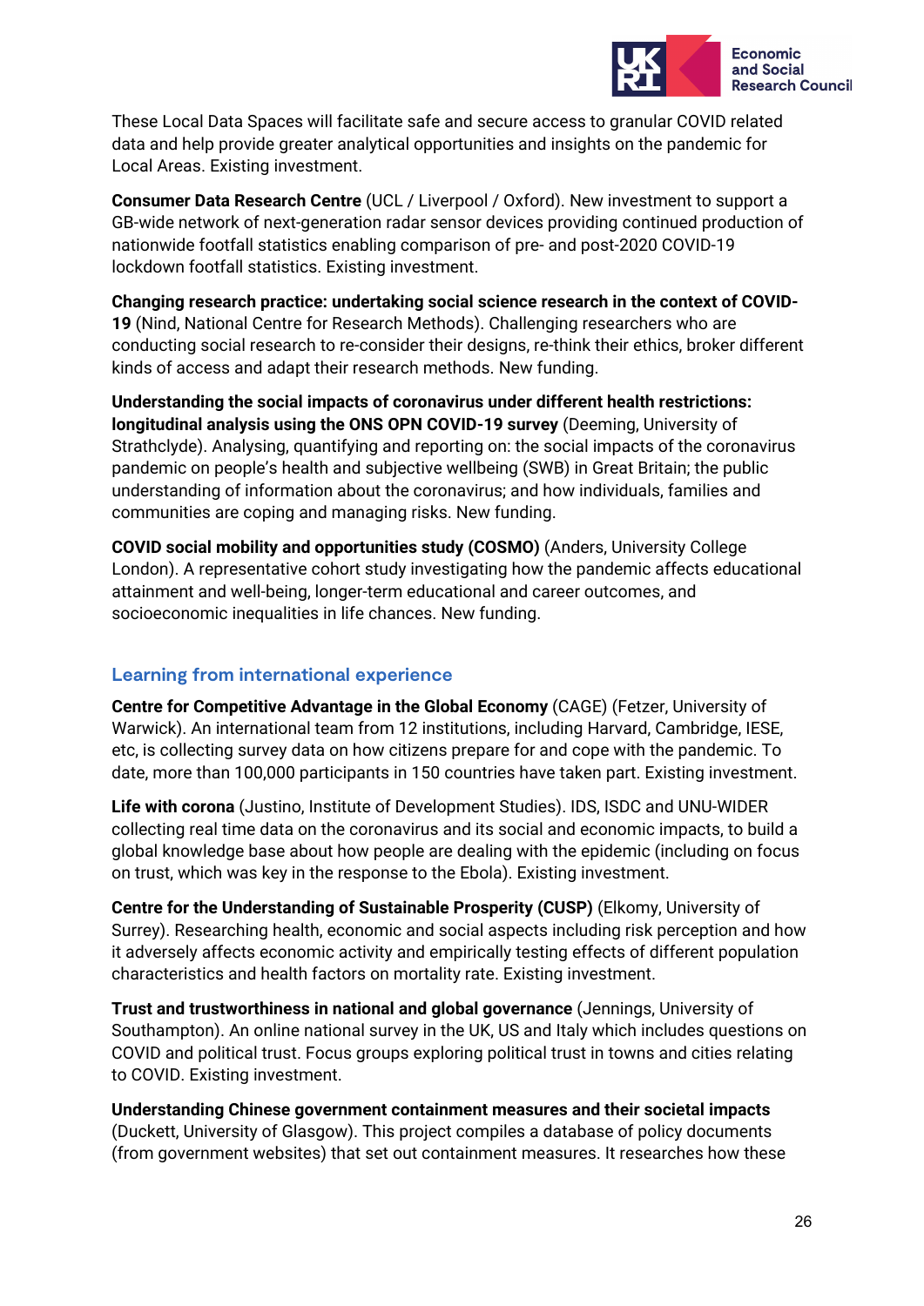These Local Data Spaces will facilitate safe and secure access to granular COVID related data and help provide greater analytical opportunities and insights on the pandemic for Local Areas. Existing investment.

**Consumer Data Research Centre** (UCL / Liverpool / Oxford). New investment to support a GB-wide network of next-generation radar sensor devices providing continued production of nationwide footfall statistics enabling comparison of pre- and post-2020 COVID-19 lockdown footfall statistics. Existing investment.

**Changing research practice: undertaking social science research in the context of COVID-19** (Nind, National Centre for Research Methods). Challenging researchers who are conducting social research to re-consider their designs, re-think their ethics, broker different kinds of access and adapt their research methods. New funding.

**Understanding the social impacts of coronavirus under different health restrictions: longitudinal analysis using the ONS OPN COVID-19 survey** (Deeming, University of Strathclyde). Analysing, quantifying and reporting on: the social impacts of the coronavirus pandemic on people's health and subjective wellbeing (SWB) in Great Britain; the public understanding of information about the coronavirus; and how individuals, families and communities are coping and managing risks. New funding.

**COVID social mobility and opportunities study (COSMO)** (Anders, University College London). A representative cohort study investigating how the pandemic affects educational attainment and well-being, longer-term educational and career outcomes, and socioeconomic inequalities in life chances. New funding.

## Learning from international experience

**Centre for Competitive Advantage in the Global Economy** (CAGE) (Fetzer, University of Warwick). An international team from 12 institutions, including Harvard, Cambridge, IESE, etc, is collecting survey data on how citizens prepare for and cope with the pandemic. To date, more than 100,000 participants in 150 countries have taken part. Existing investment.

**Life with corona** (Justino, Institute of Development Studies). IDS, ISDC and UNU-WIDER collecting real time data on the coronavirus and its social and economic impacts, to build a global knowledge base about how people are dealing with the epidemic (including on focus on trust, which was key in the response to the Ebola). Existing investment.

**Centre for the Understanding of Sustainable Prosperity (CUSP)** (Elkomy, University of Surrey). Researching health, economic and social aspects including risk perception and how it adversely affects economic activity and empirically testing effects of different population characteristics and health factors on mortality rate. Existing investment.

**Trust and trustworthiness in national and global governance** (Jennings, University of Southampton). An online national survey in the UK, US and Italy which includes questions on COVID and political trust. Focus groups exploring political trust in towns and cities relating to COVID. Existing investment.

**Understanding Chinese government containment measures and their societal impacts** (Duckett, University of Glasgow). This project compiles a database of policy documents (from government websites) that set out containment measures. It researches how these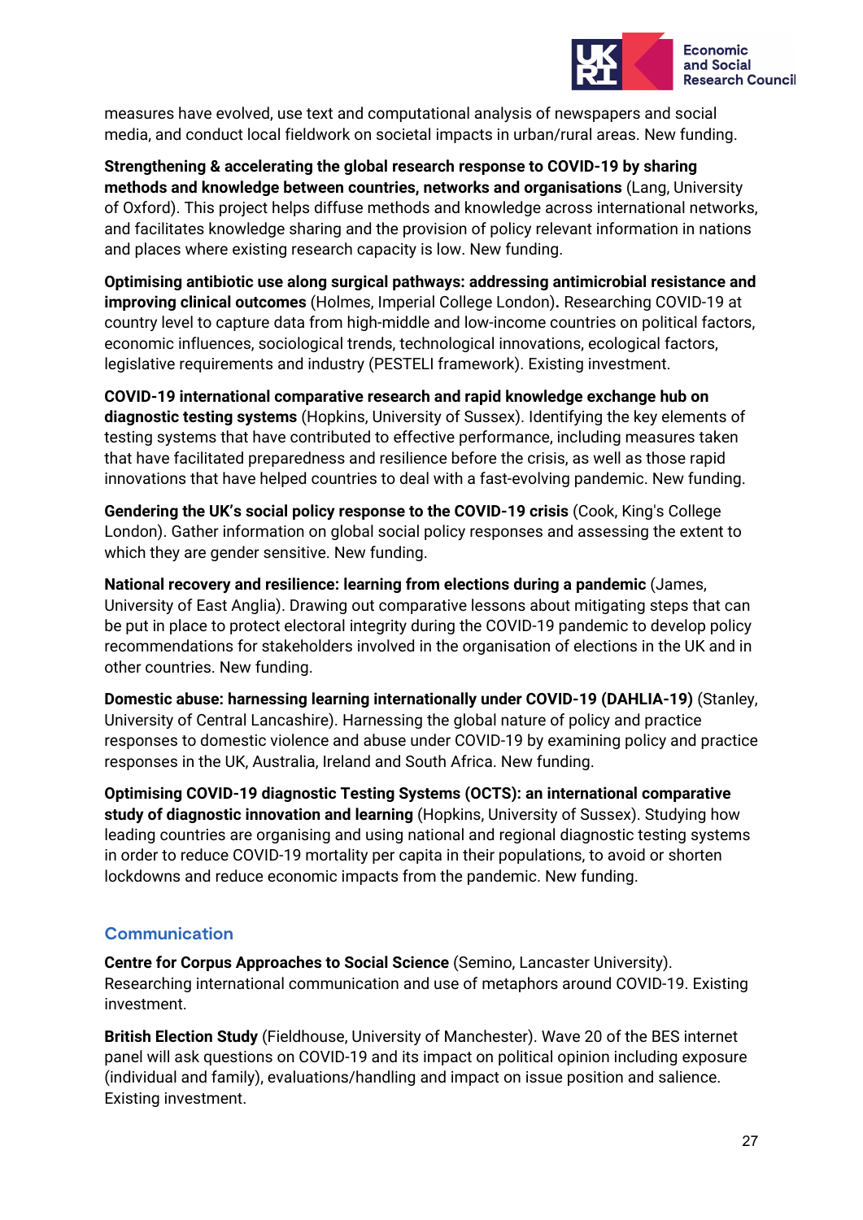measures have evolved, use text and computational analysis of newspapers and social media, and conduct local fieldwork on societal impacts in urban/rural areas. New funding.

**Strengthening & accelerating the global research response to COVID-19 by sharing methods and knowledge between countries, networks and organisations** (Lang, University of Oxford). This project helps diffuse methods and knowledge across international networks, and facilitates knowledge sharing and the provision of policy relevant information in nations and places where existing research capacity is low. New funding.

**Optimising antibiotic use along surgical pathways: addressing antimicrobial resistance and improving clinical outcomes** (Holmes, Imperial College London)**.** Researching COVID-19 at country level to capture data from high-middle and low-income countries on political factors, economic influences, sociological trends, technological innovations, ecological factors, legislative requirements and industry (PESTELI framework). Existing investment.

**COVID-19 international comparative research and rapid knowledge exchange hub on diagnostic testing systems** (Hopkins, University of Sussex). Identifying the key elements of testing systems that have contributed to effective performance, including measures taken that have facilitated preparedness and resilience before the crisis, as well as those rapid innovations that have helped countries to deal with a fast-evolving pandemic. New funding.

**Gendering the UK's social policy response to the COVID-19 crisis** (Cook, King's College London). Gather information on global social policy responses and assessing the extent to which they are gender sensitive. New funding.

**National recovery and resilience: learning from elections during a pandemic** (James, University of East Anglia). Drawing out comparative lessons about mitigating steps that can be put in place to protect electoral integrity during the COVID-19 pandemic to develop policy recommendations for stakeholders involved in the organisation of elections in the UK and in other countries. New funding.

**Domestic abuse: harnessing learning internationally under COVID-19 (DAHLIA-19)** (Stanley, University of Central Lancashire). Harnessing the global nature of policy and practice responses to domestic violence and abuse under COVID-19 by examining policy and practice responses in the UK, Australia, Ireland and South Africa. New funding.

**Optimising COVID-19 diagnostic Testing Systems (OCTS): an international comparative study of diagnostic innovation and learning** (Hopkins, University of Sussex). Studying how leading countries are organising and using national and regional diagnostic testing systems in order to reduce COVID-19 mortality per capita in their populations, to avoid or shorten lockdowns and reduce economic impacts from the pandemic. New funding.

### Communication

**Centre for Corpus Approaches to Social Science** (Semino, Lancaster University). Researching international communication and use of metaphors around COVID-19. Existing investment.

**British Election Study** (Fieldhouse, University of Manchester). Wave 20 of the BES internet panel will ask questions on COVID-19 and its impact on political opinion including exposure (individual and family), evaluations/handling and impact on issue position and salience. Existing investment.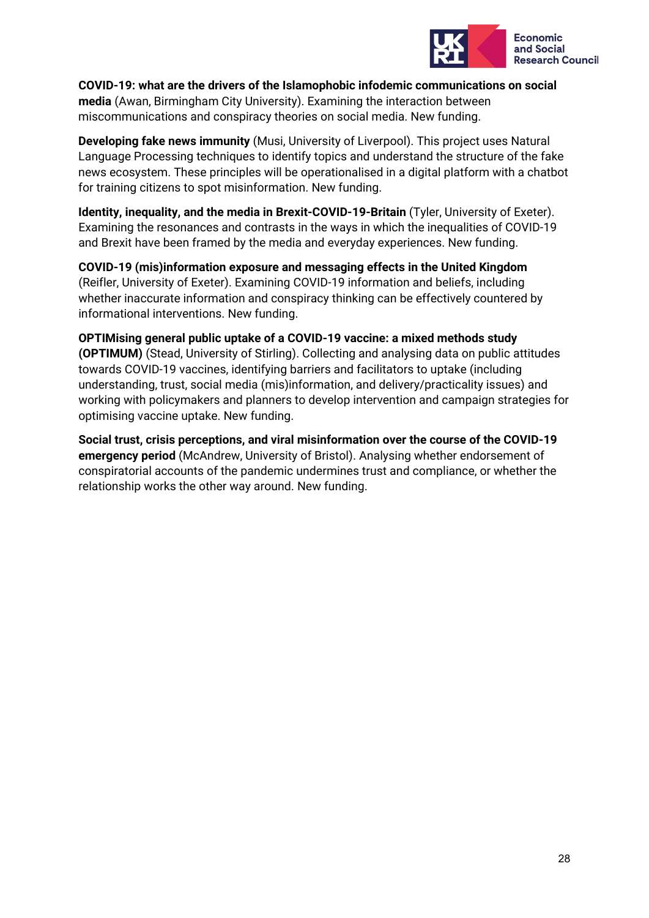**COVID-19: what are the drivers of the Islamophobic infodemic communications on social media** (Awan, Birmingham City University). Examining the interaction between miscommunications and conspiracy theories on social media. New funding.

**Developing fake news immunity** (Musi, University of Liverpool). This project uses Natural Language Processing techniques to identify topics and understand the structure of the fake news ecosystem. These principles will be operationalised in a digital platform with a chatbot for training citizens to spot misinformation. New funding.

**Identity, inequality, and the media in Brexit-COVID-19-Britain** (Tyler, University of Exeter). Examining the resonances and contrasts in the ways in which the inequalities of COVID-19 and Brexit have been framed by the media and everyday experiences. New funding.

**COVID-19 (mis)information exposure and messaging effects in the United Kingdom** (Reifler, University of Exeter). Examining COVID-19 information and beliefs, including whether inaccurate information and conspiracy thinking can be effectively countered by informational interventions. New funding.

**OPTIMising general public uptake of a COVID-19 vaccine: a mixed methods study (OPTIMUM)** (Stead, University of Stirling). Collecting and analysing data on public attitudes towards COVID-19 vaccines, identifying barriers and facilitators to uptake (including understanding, trust, social media (mis)information, and delivery/practicality issues) and working with policymakers and planners to develop intervention and campaign strategies for optimising vaccine uptake. New funding.

**Social trust, crisis perceptions, and viral misinformation over the course of the COVID-19 emergency period** (McAndrew, University of Bristol). Analysing whether endorsement of conspiratorial accounts of the pandemic undermines trust and compliance, or whether the relationship works the other way around. New funding.